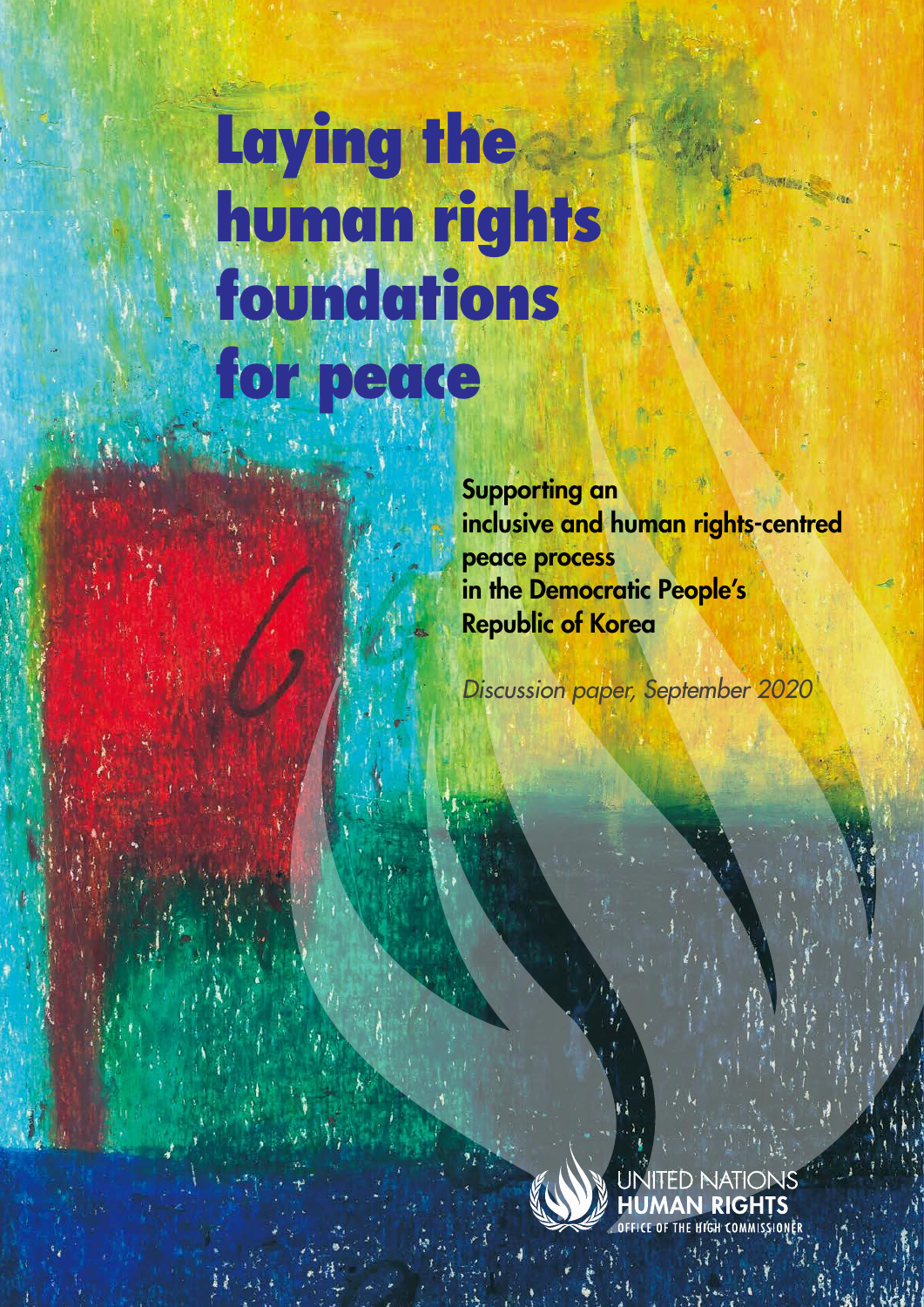# Laying the human rights foundations for peace

**Supporting an inclusive and human rights-centred peace process in the Democratic People's Republic of Korea**

*Discussion paper, September 2020*

UNITED NATIONS
HUMAN RIGHTS
OFFICE OF THE HIGH COMMISSIONER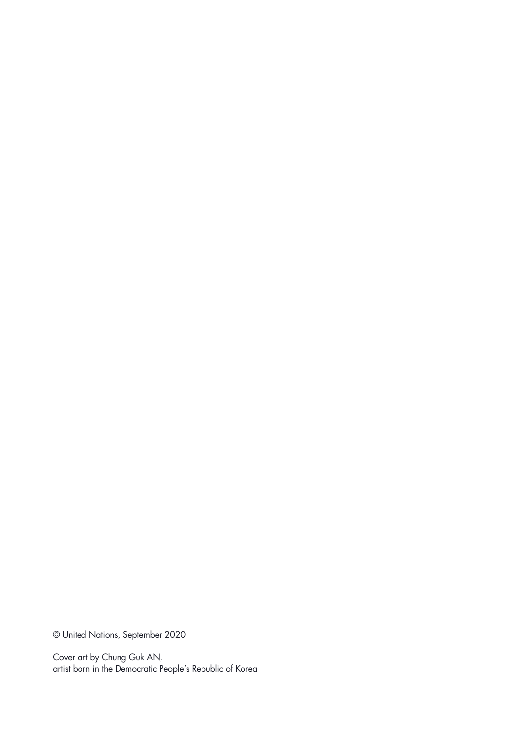© United Nations, September 2020

Cover art by Chung Guk AN,
artist born in the Democratic People's Republic of Korea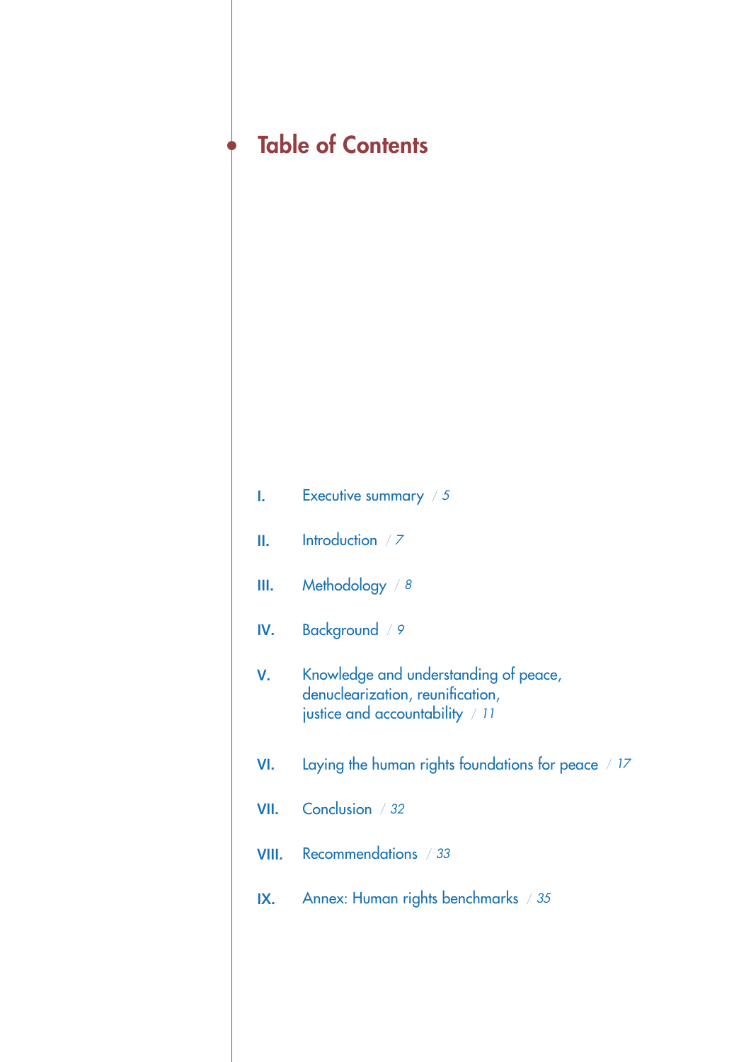# Table of Contents

I. Executive summary / 5

II. Introduction / 7

III. Methodology / 8

IV. Background / 9

V. Knowledge and understanding of peace, denuclearization, reunification, justice and accountability / 11

VI. Laying the human rights foundations for peace / 17

VII. Conclusion / 32

VIII. Recommendations / 33

IX. Annex: Human rights benchmarks / 35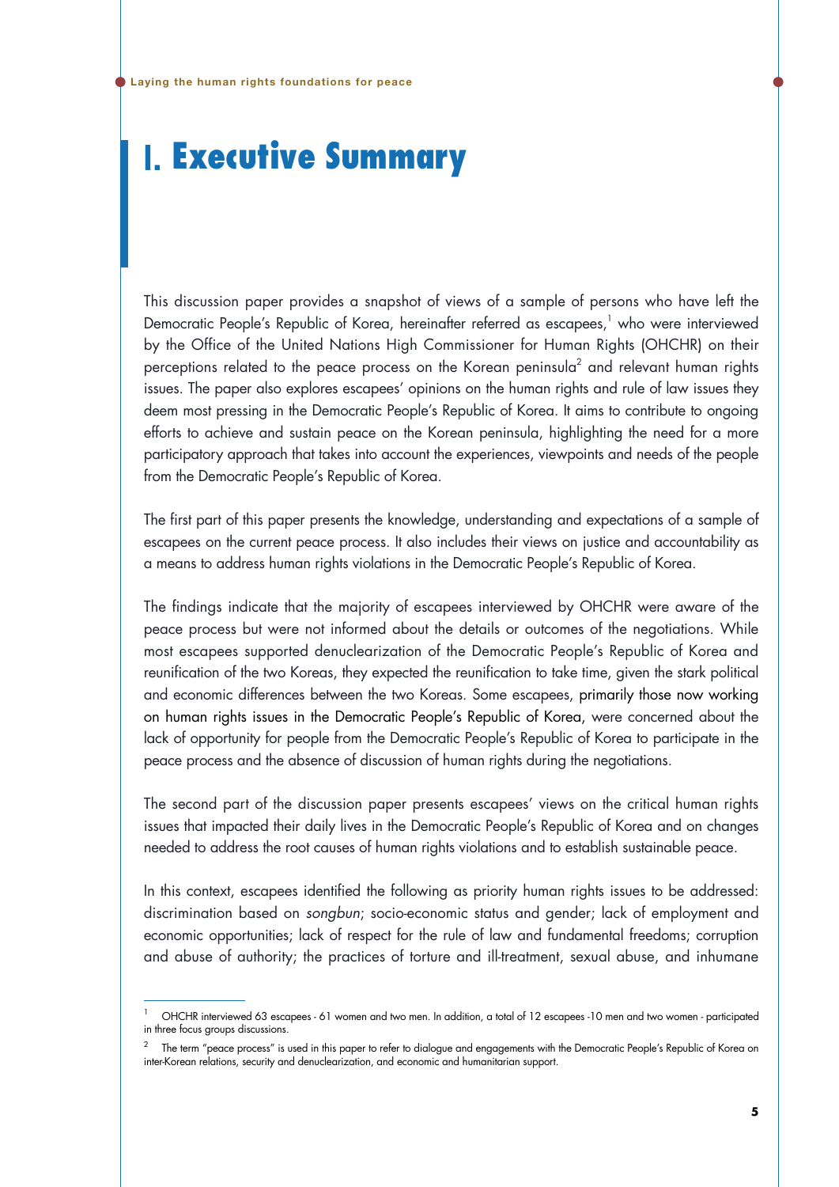# I. Executive Summary

This discussion paper provides a snapshot of views of a sample of persons who have left the Democratic People's Republic of Korea, hereinafter referred as escapees,[1] who were interviewed by the Office of the United Nations High Commissioner for Human Rights (OHCHR) on their perceptions related to the peace process on the Korean peninsula[2] and relevant human rights issues. The paper also explores escapees' opinions on the human rights and rule of law issues they deem most pressing in the Democratic People's Republic of Korea. It aims to contribute to ongoing efforts to achieve and sustain peace on the Korean peninsula, highlighting the need for a more participatory approach that takes into account the experiences, viewpoints and needs of the people from the Democratic People's Republic of Korea.

The first part of this paper presents the knowledge, understanding and expectations of a sample of escapees on the current peace process. It also includes their views on justice and accountability as a means to address human rights violations in the Democratic People's Republic of Korea.

The findings indicate that the majority of escapees interviewed by OHCHR were aware of the peace process but were not informed about the details or outcomes of the negotiations. While most escapees supported denuclearization of the Democratic People's Republic of Korea and reunification of the two Koreas, they expected the reunification to take time, given the stark political and economic differences between the two Koreas. Some escapees, primarily those now working on human rights issues in the Democratic People's Republic of Korea, were concerned about the lack of opportunity for people from the Democratic People's Republic of Korea to participate in the peace process and the absence of discussion of human rights during the negotiations.

The second part of the discussion paper presents escapees' views on the critical human rights issues that impacted their daily lives in the Democratic People's Republic of Korea and on changes needed to address the root causes of human rights violations and to establish sustainable peace.

In this context, escapees identified the following as priority human rights issues to be addressed: discrimination based on *songbun*; socio-economic status and gender; lack of employment and economic opportunities; lack of respect for the rule of law and fundamental freedoms; corruption and abuse of authority; the practices of torture and ill-treatment, sexual abuse, and inhumane

---

[1] OHCHR interviewed 63 escapees - 61 women and two men. In addition, a total of 12 escapees -10 men and two women - participated in three focus groups discussions.

[2] The term "peace process" is used in this paper to refer to dialogue and engagements with the Democratic People's Republic of Korea on inter-Korean relations, security and denuclearization, and economic and humanitarian support.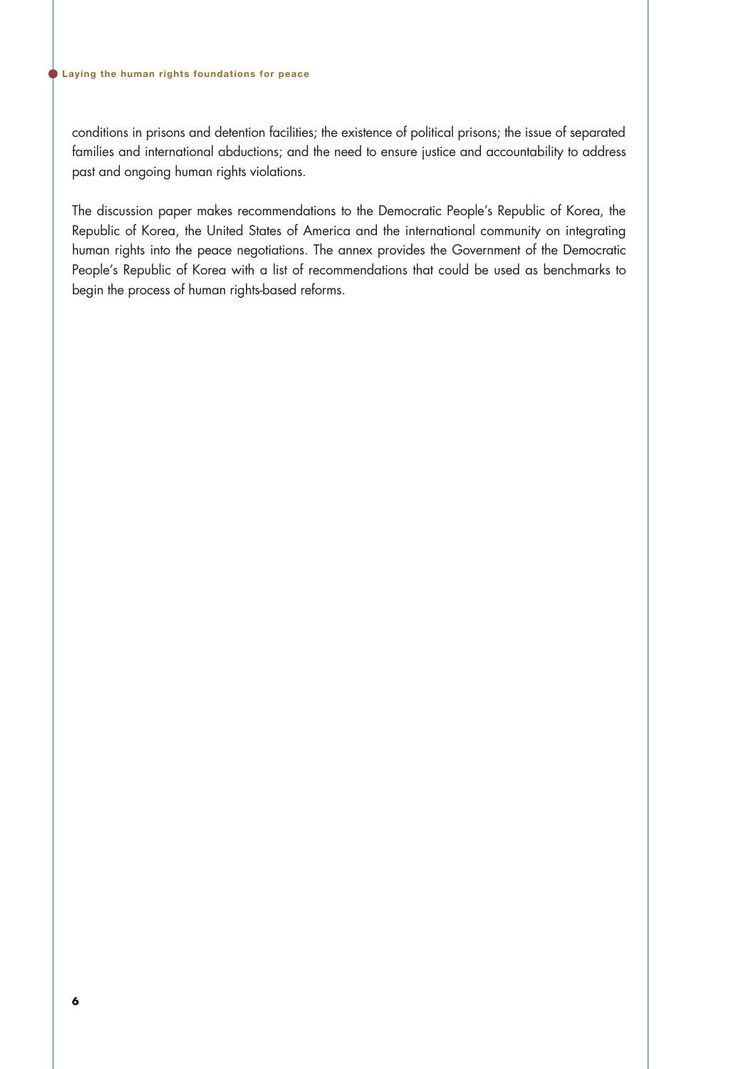conditions in prisons and detention facilities; the existence of political prisons; the issue of separated families and international abductions; and the need to ensure justice and accountability to address past and ongoing human rights violations.

The discussion paper makes recommendations to the Democratic People's Republic of Korea, the Republic of Korea, the United States of America and the international community on integrating human rights into the peace negotiations. The annex provides the Government of the Democratic People's Republic of Korea with a list of recommendations that could be used as benchmarks to begin the process of human rights-based reforms.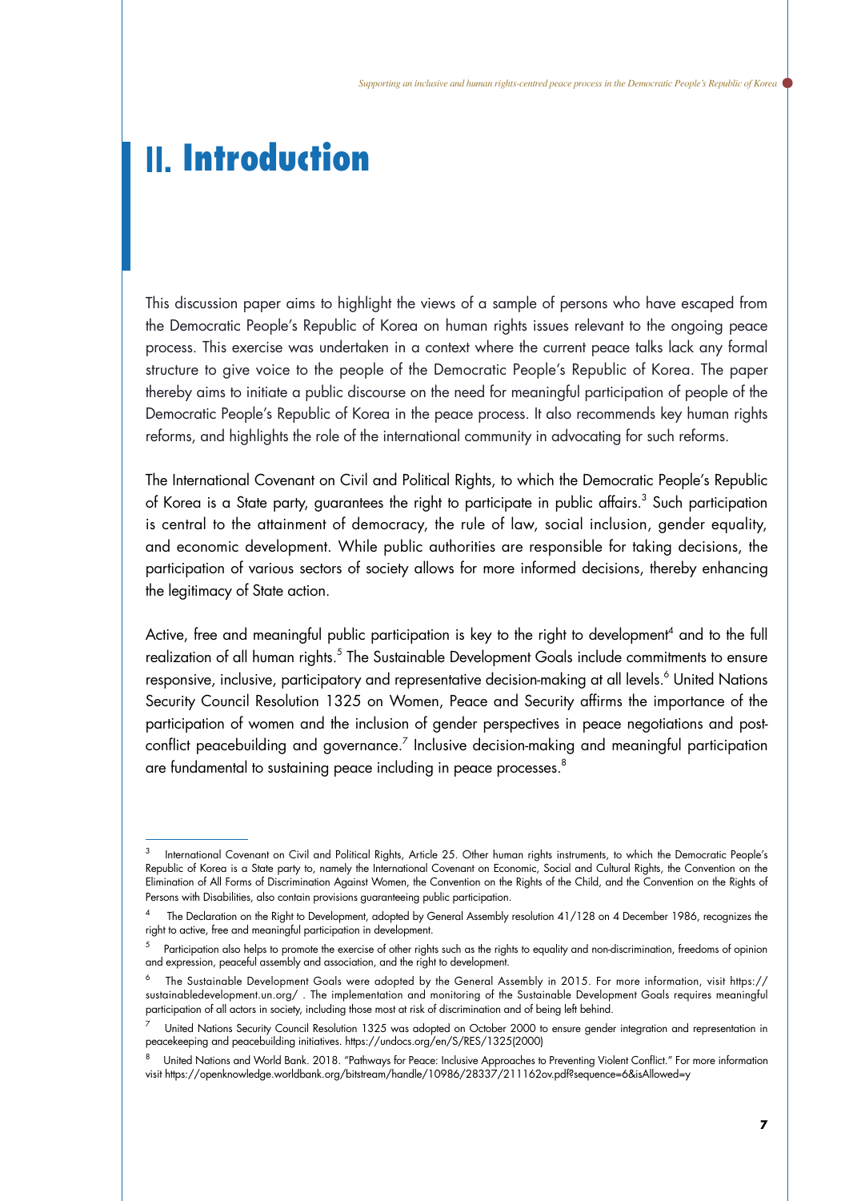# II. Introduction

This discussion paper aims to highlight the views of a sample of persons who have escaped from the Democratic People's Republic of Korea on human rights issues relevant to the ongoing peace process. This exercise was undertaken in a context where the current peace talks lack any formal structure to give voice to the people of the Democratic People's Republic of Korea. The paper thereby aims to initiate a public discourse on the need for meaningful participation of people of the Democratic People's Republic of Korea in the peace process. It also recommends key human rights reforms, and highlights the role of the international community in advocating for such reforms.

The International Covenant on Civil and Political Rights, to which the Democratic People's Republic of Korea is a State party, guarantees the right to participate in public affairs.[3] Such participation is central to the attainment of democracy, the rule of law, social inclusion, gender equality, and economic development. While public authorities are responsible for taking decisions, the participation of various sectors of society allows for more informed decisions, thereby enhancing the legitimacy of State action.

Active, free and meaningful public participation is key to the right to development[4] and to the full realization of all human rights.[5] The Sustainable Development Goals include commitments to ensure responsive, inclusive, participatory and representative decision-making at all levels.[6] United Nations Security Council Resolution 1325 on Women, Peace and Security affirms the importance of the participation of women and the inclusion of gender perspectives in peace negotiations and post-conflict peacebuilding and governance.[7] Inclusive decision-making and meaningful participation are fundamental to sustaining peace including in peace processes.[8]

---

[3] International Covenant on Civil and Political Rights, Article 25. Other human rights instruments, to which the Democratic People's Republic of Korea is a State party to, namely the International Covenant on Economic, Social and Cultural Rights, the Convention on the Elimination of All Forms of Discrimination Against Women, the Convention on the Rights of the Child, and the Convention on the Rights of Persons with Disabilities, also contain provisions guaranteeing public participation.

[4] The Declaration on the Right to Development, adopted by General Assembly resolution 41/128 on 4 December 1986, recognizes the right to active, free and meaningful participation in development.

[5] Participation also helps to promote the exercise of other rights such as the rights to equality and non-discrimination, freedoms of opinion and expression, peaceful assembly and association, and the right to development.

[6] The Sustainable Development Goals were adopted by the General Assembly in 2015. For more information, visit https://sustainabledevelopment.un.org/ . The implementation and monitoring of the Sustainable Development Goals requires meaningful participation of all actors in society, including those most at risk of discrimination and of being left behind.

[7] United Nations Security Council Resolution 1325 was adopted on October 2000 to ensure gender integration and representation in peacekeeping and peacebuilding initiatives. https://undocs.org/en/S/RES/1325(2000)

[8] United Nations and World Bank. 2018. "Pathways for Peace: Inclusive Approaches to Preventing Violent Conflict." For more information visit https://openknowledge.worldbank.org/bitstream/handle/10986/28337/211162ov.pdf?sequence=6&isAllowed=y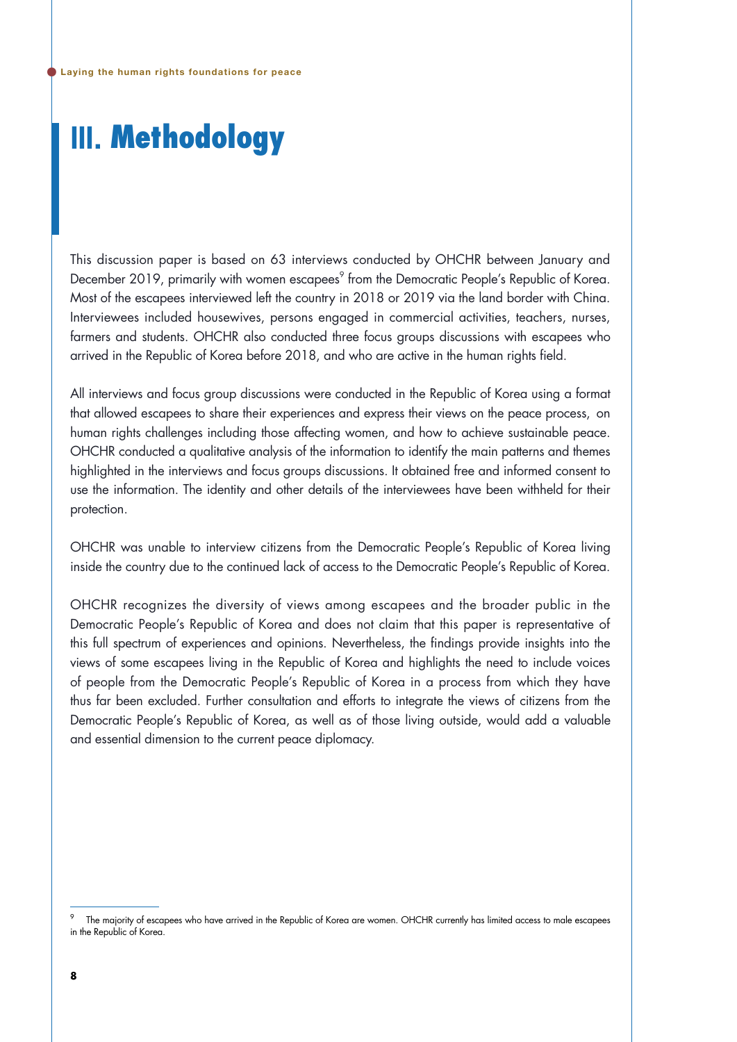# III. Methodology

This discussion paper is based on 63 interviews conducted by OHCHR between January and December 2019, primarily with women escapees[9] from the Democratic People's Republic of Korea. Most of the escapees interviewed left the country in 2018 or 2019 via the land border with China. Interviewees included housewives, persons engaged in commercial activities, teachers, nurses, farmers and students. OHCHR also conducted three focus groups discussions with escapees who arrived in the Republic of Korea before 2018, and who are active in the human rights field.

All interviews and focus group discussions were conducted in the Republic of Korea using a format that allowed escapees to share their experiences and express their views on the peace process, on human rights challenges including those affecting women, and how to achieve sustainable peace. OHCHR conducted a qualitative analysis of the information to identify the main patterns and themes highlighted in the interviews and focus groups discussions. It obtained free and informed consent to use the information. The identity and other details of the interviewees have been withheld for their protection.

OHCHR was unable to interview citizens from the Democratic People's Republic of Korea living inside the country due to the continued lack of access to the Democratic People's Republic of Korea.

OHCHR recognizes the diversity of views among escapees and the broader public in the Democratic People's Republic of Korea and does not claim that this paper is representative of this full spectrum of experiences and opinions. Nevertheless, the findings provide insights into the views of some escapees living in the Republic of Korea and highlights the need to include voices of people from the Democratic People's Republic of Korea in a process from which they have thus far been excluded. Further consultation and efforts to integrate the views of citizens from the Democratic People's Republic of Korea, as well as of those living outside, would add a valuable and essential dimension to the current peace diplomacy.

---

[9] The majority of escapees who have arrived in the Republic of Korea are women. OHCHR currently has limited access to male escapees in the Republic of Korea.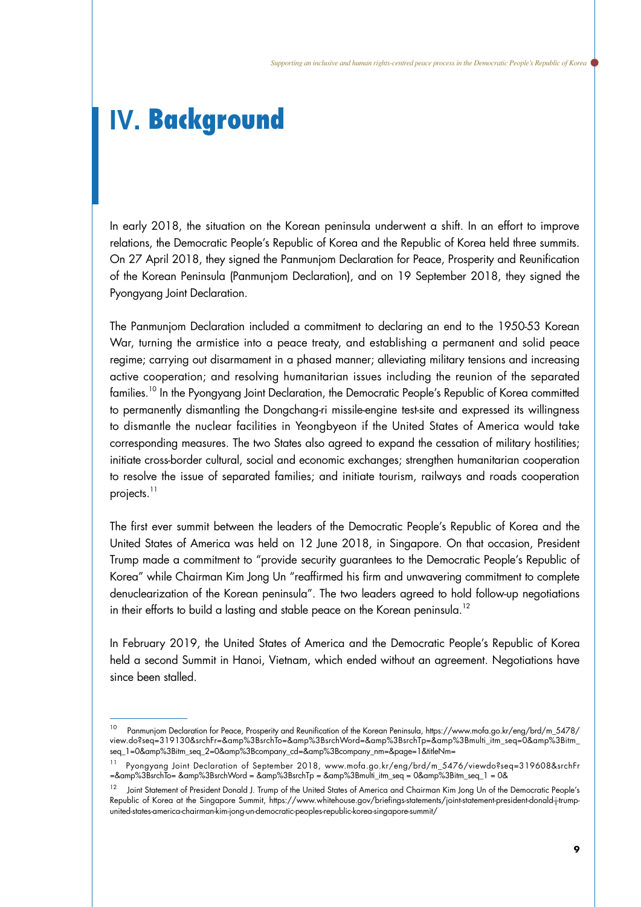# IV. Background

In early 2018, the situation on the Korean peninsula underwent a shift. In an effort to improve relations, the Democratic People's Republic of Korea and the Republic of Korea held three summits. On 27 April 2018, they signed the Panmunjom Declaration for Peace, Prosperity and Reunification of the Korean Peninsula (Panmunjom Declaration), and on 19 September 2018, they signed the Pyongyang Joint Declaration.

The Panmunjom Declaration included a commitment to declaring an end to the 1950-53 Korean War, turning the armistice into a peace treaty, and establishing a permanent and solid peace regime; carrying out disarmament in a phased manner; alleviating military tensions and increasing active cooperation; and resolving humanitarian issues including the reunion of the separated families.[10] In the Pyongyang Joint Declaration, the Democratic People's Republic of Korea committed to permanently dismantling the Dongchang-ri missile-engine test-site and expressed its willingness to dismantle the nuclear facilities in Yeongbyeon if the United States of America would take corresponding measures. The two States also agreed to expand the cessation of military hostilities; initiate cross-border cultural, social and economic exchanges; strengthen humanitarian cooperation to resolve the issue of separated families; and initiate tourism, railways and roads cooperation projects.[11]

The first ever summit between the leaders of the Democratic People's Republic of Korea and the United States of America was held on 12 June 2018, in Singapore. On that occasion, President Trump made a commitment to "provide security guarantees to the Democratic People's Republic of Korea" while Chairman Kim Jong Un "reaffirmed his firm and unwavering commitment to complete denuclearization of the Korean peninsula". The two leaders agreed to hold follow-up negotiations in their efforts to build a lasting and stable peace on the Korean peninsula.[12]

In February 2019, the United States of America and the Democratic People's Republic of Korea held a second Summit in Hanoi, Vietnam, which ended without an agreement. Negotiations have since been stalled.

---

[10] Panmunjom Declaration for Peace, Prosperity and Reunification of the Korean Peninsula, https://www.mofa.go.kr/eng/brd/m_5478/view.do?seq=319130&srchFr=&amp%3BsrchTo=&amp%3BsrchWord=&amp%3BsrchTp=&amp%3Bmulti_itm_seq=0&amp%3Bitm_seq_1=0&amp%3Bitm_seq_2=0&amp%3Bcompany_cd=&amp%3Bcompany_nm=&page=1&titleNm=

[11] Pyongyang Joint Declaration of September 2018, www.mofa.go.kr/eng/brd/m_5476/viewdo?seq=319608&srchFr=&amp%3BsrchTo= &amp%3BsrchWord = &amp%3BsrchTp = &amp%3Bmulti_itm_seq = 0&amp%3Bitm_seq_1 = 0&

[12] Joint Statement of President Donald J. Trump of the United States of America and Chairman Kim Jong Un of the Democratic People's Republic of Korea at the Singapore Summit, https://www.whitehouse.gov/briefings-statements/joint-statement-president-donald-j-trump-united-states-america-chairman-kim-jong-un-democratic-peoples-republic-korea-singapore-summit/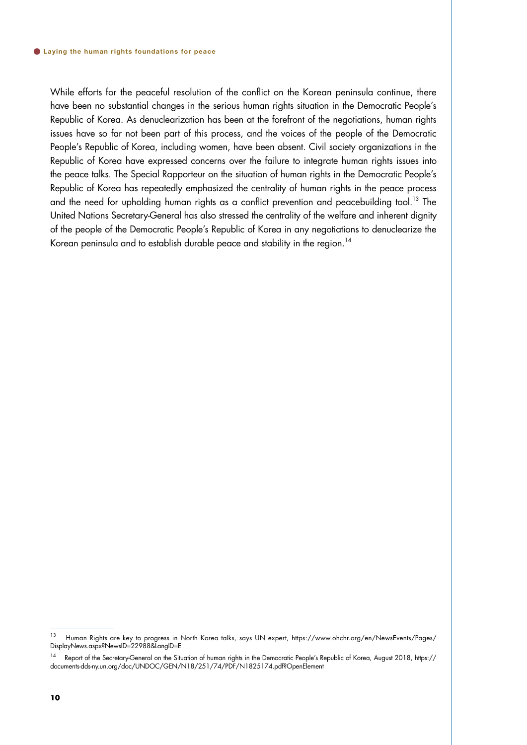While efforts for the peaceful resolution of the conflict on the Korean peninsula continue, there have been no substantial changes in the serious human rights situation in the Democratic People's Republic of Korea. As denuclearization has been at the forefront of the negotiations, human rights issues have so far not been part of this process, and the voices of the people of the Democratic People's Republic of Korea, including women, have been absent. Civil society organizations in the Republic of Korea have expressed concerns over the failure to integrate human rights issues into the peace talks. The Special Rapporteur on the situation of human rights in the Democratic People's Republic of Korea has repeatedly emphasized the centrality of human rights in the peace process and the need for upholding human rights as a conflict prevention and peacebuilding tool.[13] The United Nations Secretary-General has also stressed the centrality of the welfare and inherent dignity of the people of the Democratic People's Republic of Korea in any negotiations to denuclearize the Korean peninsula and to establish durable peace and stability in the region.[14]

---

[13] Human Rights are key to progress in North Korea talks, says UN expert, https://www.ohchr.org/en/NewsEvents/Pages/DisplayNews.aspx?NewsID=22988&LangID=E

[14] Report of the Secretary-General on the Situation of human rights in the Democratic People's Republic of Korea, August 2018, https://documents-dds-ny.un.org/doc/UNDOC/GEN/N18/251/74/PDF/N1825174.pdf?OpenElement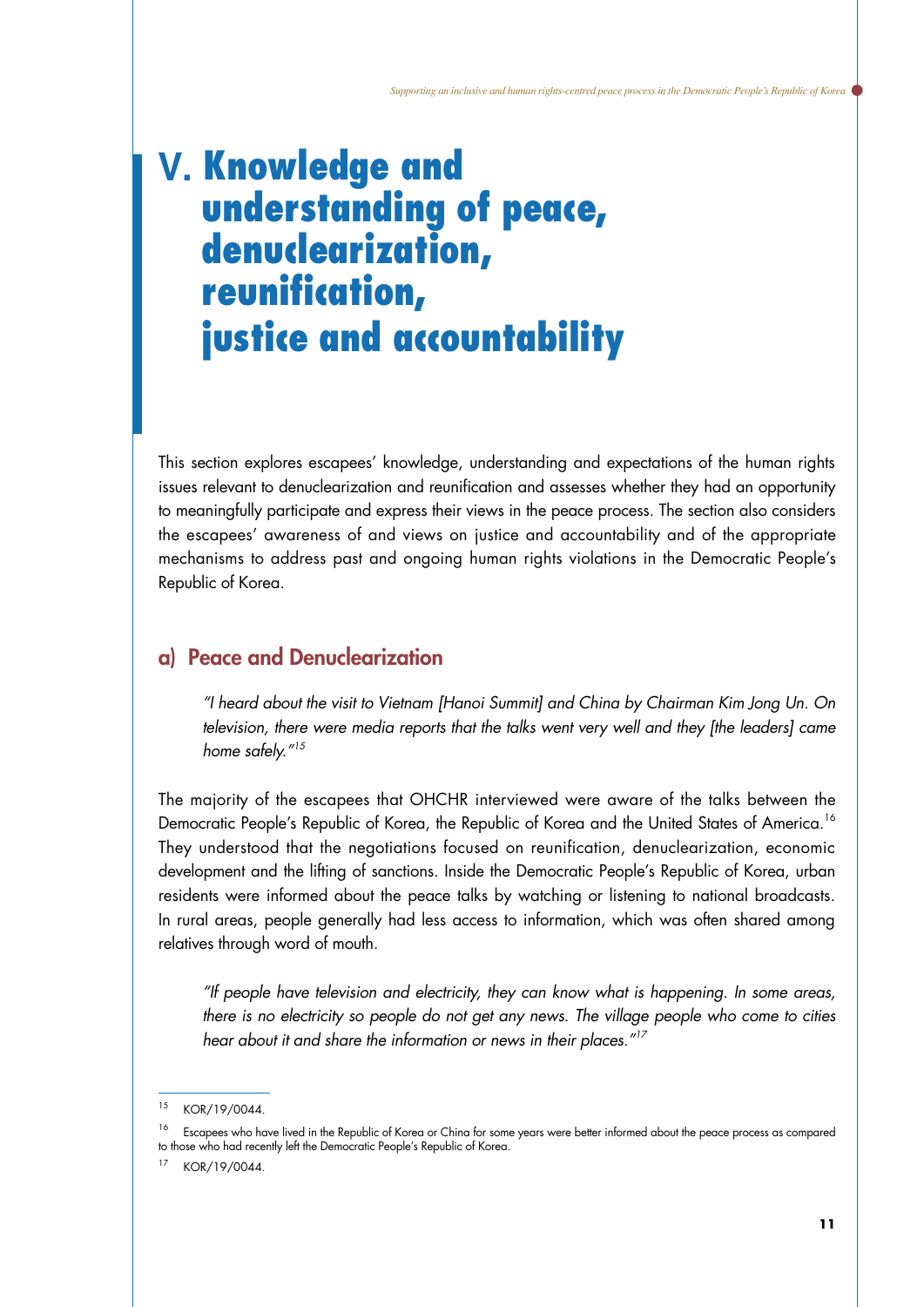# V. Knowledge and understanding of peace, denuclearization, reunification, justice and accountability

This section explores escapees' knowledge, understanding and expectations of the human rights issues relevant to denuclearization and reunification and assesses whether they had an opportunity to meaningfully participate and express their views in the peace process. The section also considers the escapees' awareness of and views on justice and accountability and of the appropriate mechanisms to address past and ongoing human rights violations in the Democratic People's Republic of Korea.

## a) Peace and Denuclearization

> *"I heard about the visit to Vietnam [Hanoi Summit] and China by Chairman Kim Jong Un. On television, there were media reports that the talks went very well and they [the leaders] came home safely."*[15]

The majority of the escapees that OHCHR interviewed were aware of the talks between the Democratic People's Republic of Korea, the Republic of Korea and the United States of America.[16] They understood that the negotiations focused on reunification, denuclearization, economic development and the lifting of sanctions. Inside the Democratic People's Republic of Korea, urban residents were informed about the peace talks by watching or listening to national broadcasts. In rural areas, people generally had less access to information, which was often shared among relatives through word of mouth.

> *"If people have television and electricity, they can know what is happening. In some areas, there is no electricity so people do not get any news. The village people who come to cities hear about it and share the information or news in their places."*[17]

---

[15] KOR/19/0044.

[16] Escapees who have lived in the Republic of Korea or China for some years were better informed about the peace process as compared to those who had recently left the Democratic People's Republic of Korea.

[17] KOR/19/0044.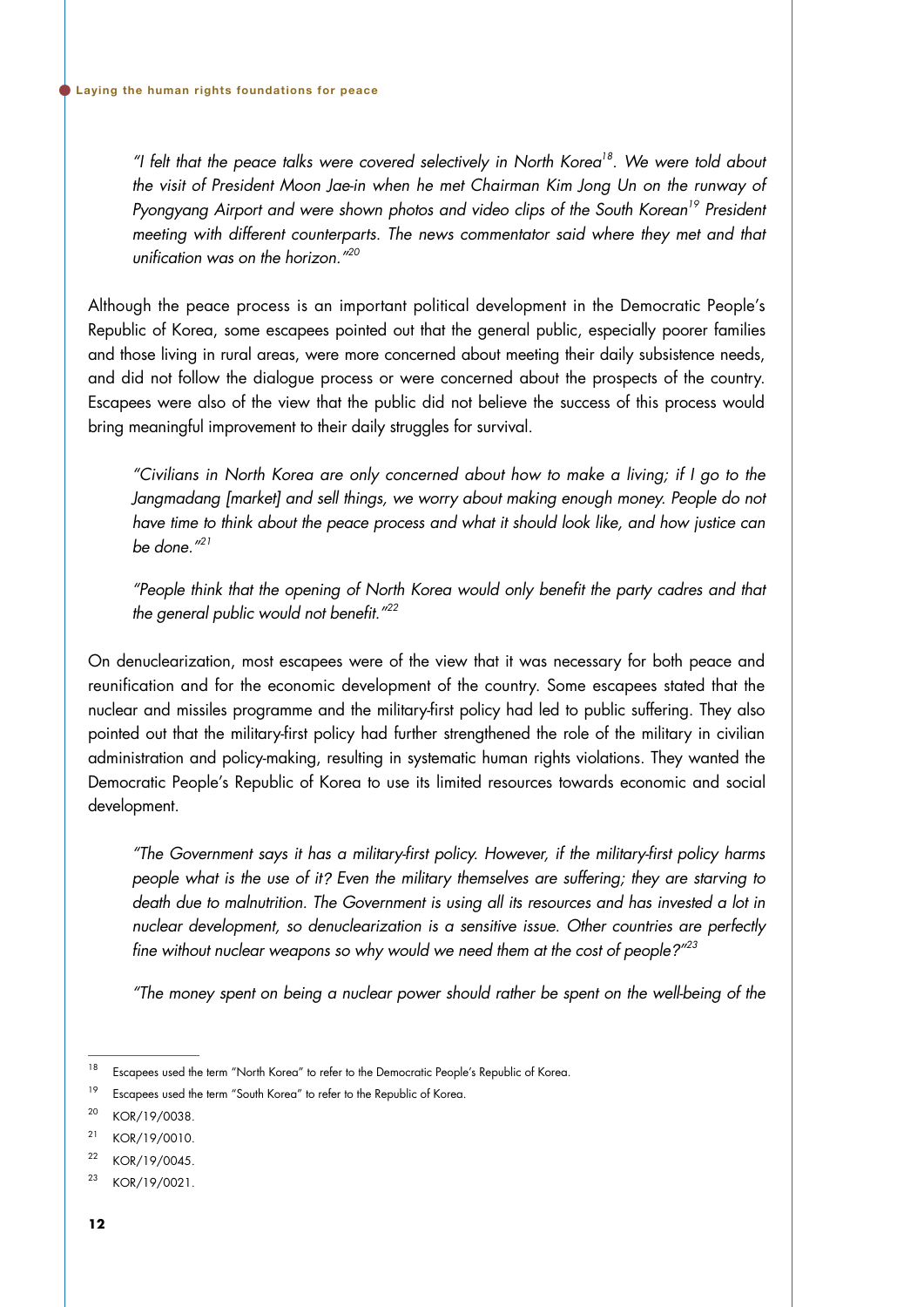*"I felt that the peace talks were covered selectively in North Korea[18]. We were told about the visit of President Moon Jae-in when he met Chairman Kim Jong Un on the runway of Pyongyang Airport and were shown photos and video clips of the South Korean[19] President meeting with different counterparts. The news commentator said where they met and that unification was on the horizon."[20]*

Although the peace process is an important political development in the Democratic People's Republic of Korea, some escapees pointed out that the general public, especially poorer families and those living in rural areas, were more concerned about meeting their daily subsistence needs, and did not follow the dialogue process or were concerned about the prospects of the country. Escapees were also of the view that the public did not believe the success of this process would bring meaningful improvement to their daily struggles for survival.

*"Civilians in North Korea are only concerned about how to make a living; if I go to the Jangmadang [market] and sell things, we worry about making enough money. People do not have time to think about the peace process and what it should look like, and how justice can be done."[21]*

*"People think that the opening of North Korea would only benefit the party cadres and that the general public would not benefit."[22]*

On denuclearization, most escapees were of the view that it was necessary for both peace and reunification and for the economic development of the country. Some escapees stated that the nuclear and missiles programme and the military-first policy had led to public suffering. They also pointed out that the military-first policy had further strengthened the role of the military in civilian administration and policy-making, resulting in systematic human rights violations. They wanted the Democratic People's Republic of Korea to use its limited resources towards economic and social development.

*"The Government says it has a military-first policy. However, if the military-first policy harms people what is the use of it? Even the military themselves are suffering; they are starving to death due to malnutrition. The Government is using all its resources and has invested a lot in nuclear development, so denuclearization is a sensitive issue. Other countries are perfectly fine without nuclear weapons so why would we need them at the cost of people?"[23]*

*"The money spent on being a nuclear power should rather be spent on the well-being of the*

---

[18] Escapees used the term "North Korea" to refer to the Democratic People's Republic of Korea.

[19] Escapees used the term "South Korea" to refer to the Republic of Korea.

[20] KOR/19/0038.

[21] KOR/19/0010.

[22] KOR/19/0045.

[23] KOR/19/0021.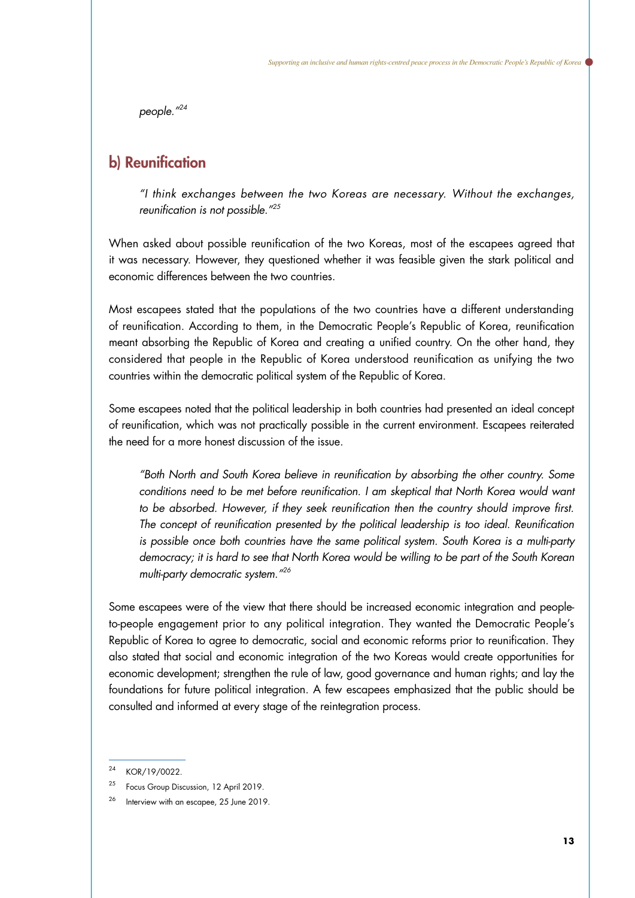*people."[24]*

## b) Reunification

*"I think exchanges between the two Koreas are necessary. Without the exchanges, reunification is not possible."[25]*

When asked about possible reunification of the two Koreas, most of the escapees agreed that it was necessary. However, they questioned whether it was feasible given the stark political and economic differences between the two countries.

Most escapees stated that the populations of the two countries have a different understanding of reunification. According to them, in the Democratic People's Republic of Korea, reunification meant absorbing the Republic of Korea and creating a unified country. On the other hand, they considered that people in the Republic of Korea understood reunification as unifying the two countries within the democratic political system of the Republic of Korea.

Some escapees noted that the political leadership in both countries had presented an ideal concept of reunification, which was not practically possible in the current environment. Escapees reiterated the need for a more honest discussion of the issue.

*"Both North and South Korea believe in reunification by absorbing the other country. Some conditions need to be met before reunification. I am skeptical that North Korea would want to be absorbed. However, if they seek reunification then the country should improve first. The concept of reunification presented by the political leadership is too ideal. Reunification is possible once both countries have the same political system. South Korea is a multi-party democracy; it is hard to see that North Korea would be willing to be part of the South Korean multi-party democratic system."[26]*

Some escapees were of the view that there should be increased economic integration and people-to-people engagement prior to any political integration. They wanted the Democratic People's Republic of Korea to agree to democratic, social and economic reforms prior to reunification. They also stated that social and economic integration of the two Koreas would create opportunities for economic development; strengthen the rule of law, good governance and human rights; and lay the foundations for future political integration. A few escapees emphasized that the public should be consulted and informed at every stage of the reintegration process.

---

[24] KOR/19/0022.

[25] Focus Group Discussion, 12 April 2019.

[26] Interview with an escapee, 25 June 2019.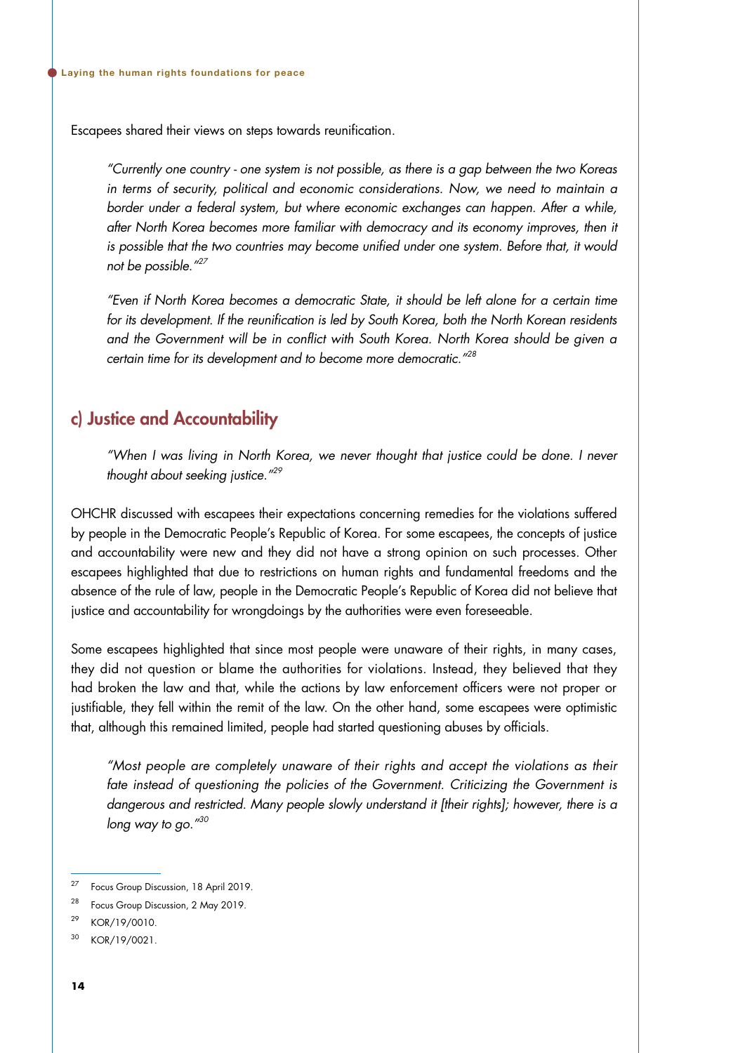Escapees shared their views on steps towards reunification.

> *"Currently one country - one system is not possible, as there is a gap between the two Koreas in terms of security, political and economic considerations. Now, we need to maintain a border under a federal system, but where economic exchanges can happen. After a while, after North Korea becomes more familiar with democracy and its economy improves, then it is possible that the two countries may become unified under one system. Before that, it would not be possible."*[27]

> *"Even if North Korea becomes a democratic State, it should be left alone for a certain time for its development. If the reunification is led by South Korea, both the North Korean residents and the Government will be in conflict with South Korea. North Korea should be given a certain time for its development and to become more democratic."*[28]

## c) Justice and Accountability

> *"When I was living in North Korea, we never thought that justice could be done. I never thought about seeking justice."*[29]

OHCHR discussed with escapees their expectations concerning remedies for the violations suffered by people in the Democratic People's Republic of Korea. For some escapees, the concepts of justice and accountability were new and they did not have a strong opinion on such processes. Other escapees highlighted that due to restrictions on human rights and fundamental freedoms and the absence of the rule of law, people in the Democratic People's Republic of Korea did not believe that justice and accountability for wrongdoings by the authorities were even foreseeable.

Some escapees highlighted that since most people were unaware of their rights, in many cases, they did not question or blame the authorities for violations. Instead, they believed that they had broken the law and that, while the actions by law enforcement officers were not proper or justifiable, they fell within the remit of the law. On the other hand, some escapees were optimistic that, although this remained limited, people had started questioning abuses by officials.

> *"Most people are completely unaware of their rights and accept the violations as their fate instead of questioning the policies of the Government. Criticizing the Government is dangerous and restricted. Many people slowly understand it [their rights]; however, there is a long way to go."*[30]

---

[27] Focus Group Discussion, 18 April 2019.

[28] Focus Group Discussion, 2 May 2019.

[29] KOR/19/0010.

[30] KOR/19/0021.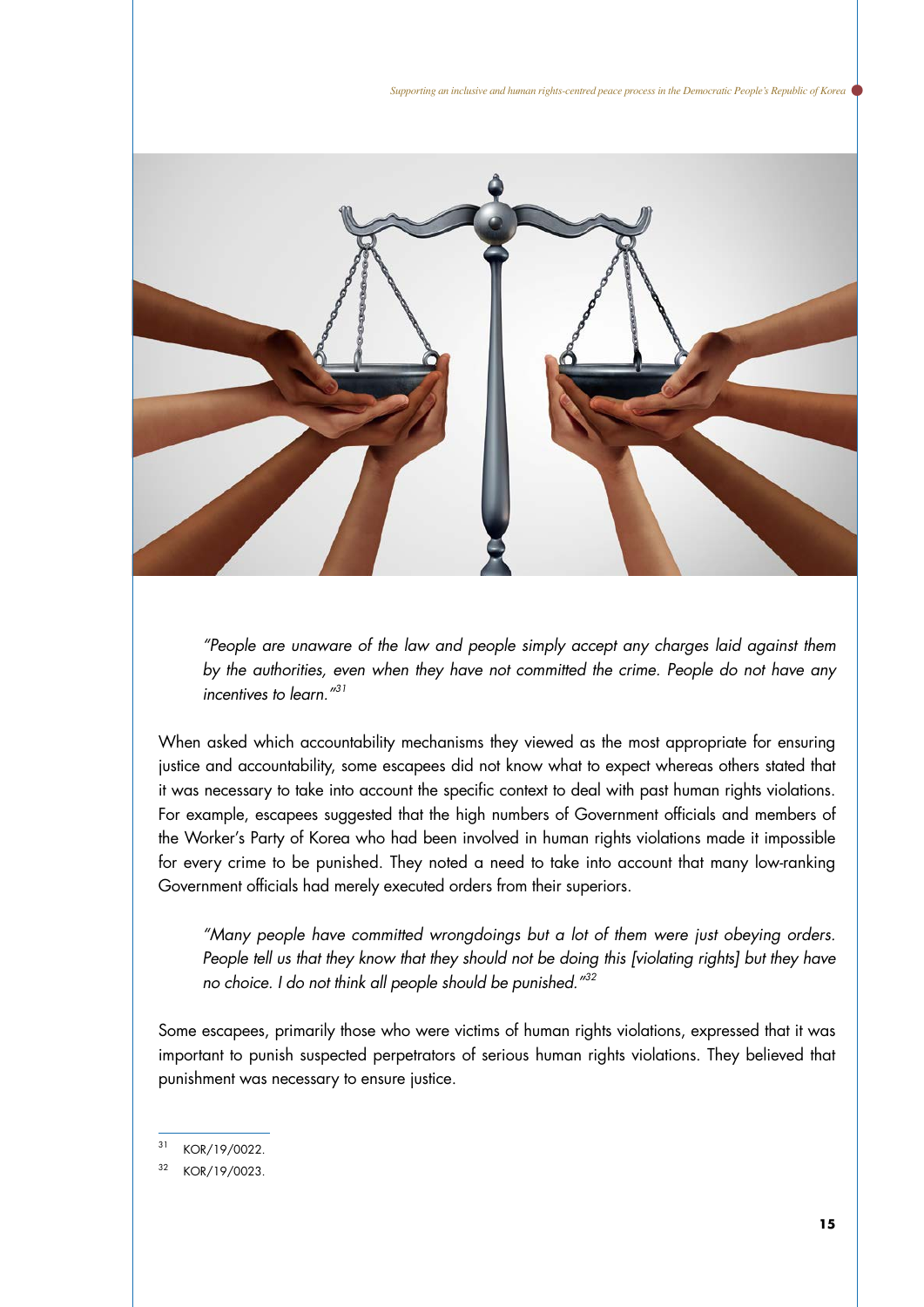> *"People are unaware of the law and people simply accept any charges laid against them by the authorities, even when they have not committed the crime. People do not have any incentives to learn."*[31]

When asked which accountability mechanisms they viewed as the most appropriate for ensuring justice and accountability, some escapees did not know what to expect whereas others stated that it was necessary to take into account the specific context to deal with past human rights violations. For example, escapees suggested that the high numbers of Government officials and members of the Worker's Party of Korea who had been involved in human rights violations made it impossible for every crime to be punished. They noted a need to take into account that many low-ranking Government officials had merely executed orders from their superiors.

> *"Many people have committed wrongdoings but a lot of them were just obeying orders. People tell us that they know that they should not be doing this [violating rights] but they have no choice. I do not think all people should be punished."*[32]

Some escapees, primarily those who were victims of human rights violations, expressed that it was important to punish suspected perpetrators of serious human rights violations. They believed that punishment was necessary to ensure justice.

---

[31] KOR/19/0022.

[32] KOR/19/0023.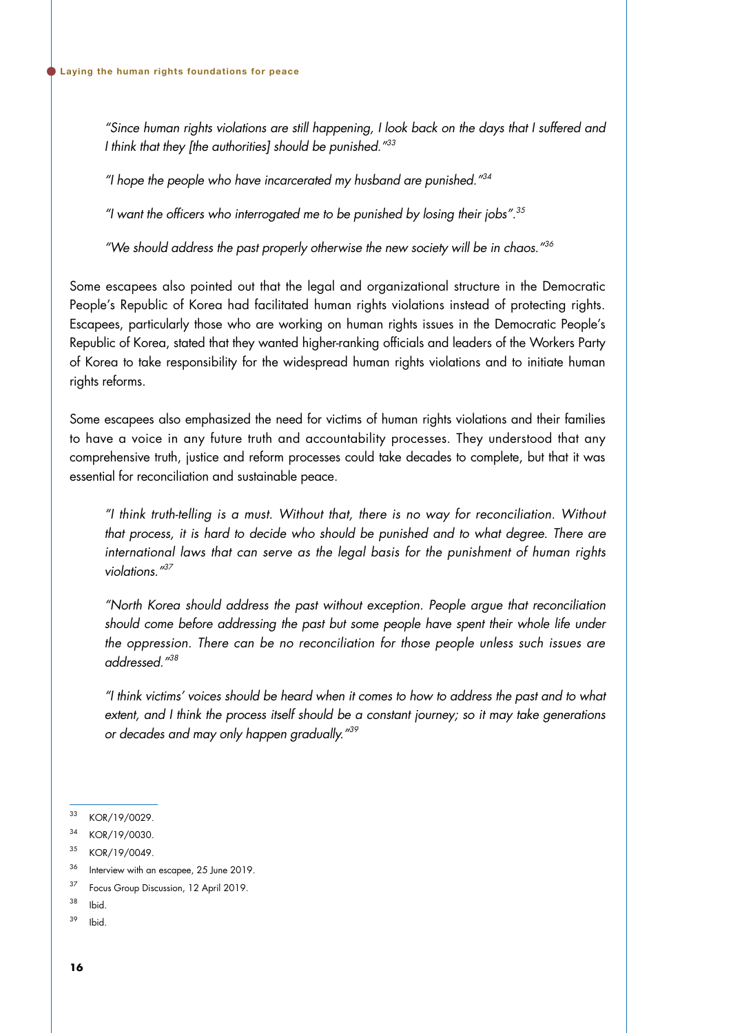> *"Since human rights violations are still happening, I look back on the days that I suffered and I think that they [the authorities] should be punished."*[33]

> *"I hope the people who have incarcerated my husband are punished."*[34]

> *"I want the officers who interrogated me to be punished by losing their jobs".*[35]

> *"We should address the past properly otherwise the new society will be in chaos."*[36]

Some escapees also pointed out that the legal and organizational structure in the Democratic People's Republic of Korea had facilitated human rights violations instead of protecting rights. Escapees, particularly those who are working on human rights issues in the Democratic People's Republic of Korea, stated that they wanted higher-ranking officials and leaders of the Workers Party of Korea to take responsibility for the widespread human rights violations and to initiate human rights reforms.

Some escapees also emphasized the need for victims of human rights violations and their families to have a voice in any future truth and accountability processes. They understood that any comprehensive truth, justice and reform processes could take decades to complete, but that it was essential for reconciliation and sustainable peace.

> *"I think truth-telling is a must. Without that, there is no way for reconciliation. Without that process, it is hard to decide who should be punished and to what degree. There are international laws that can serve as the legal basis for the punishment of human rights violations."*[37]

> *"North Korea should address the past without exception. People argue that reconciliation should come before addressing the past but some people have spent their whole life under the oppression. There can be no reconciliation for those people unless such issues are addressed."*[38]

> *"I think victims' voices should be heard when it comes to how to address the past and to what extent, and I think the process itself should be a constant journey; so it may take generations or decades and may only happen gradually."*[39]

---

[33] KOR/19/0029.

[34] KOR/19/0030.

[35] KOR/19/0049.

[36] Interview with an escapee, 25 June 2019.

[37] Focus Group Discussion, 12 April 2019.

[38] Ibid.

[39] Ibid.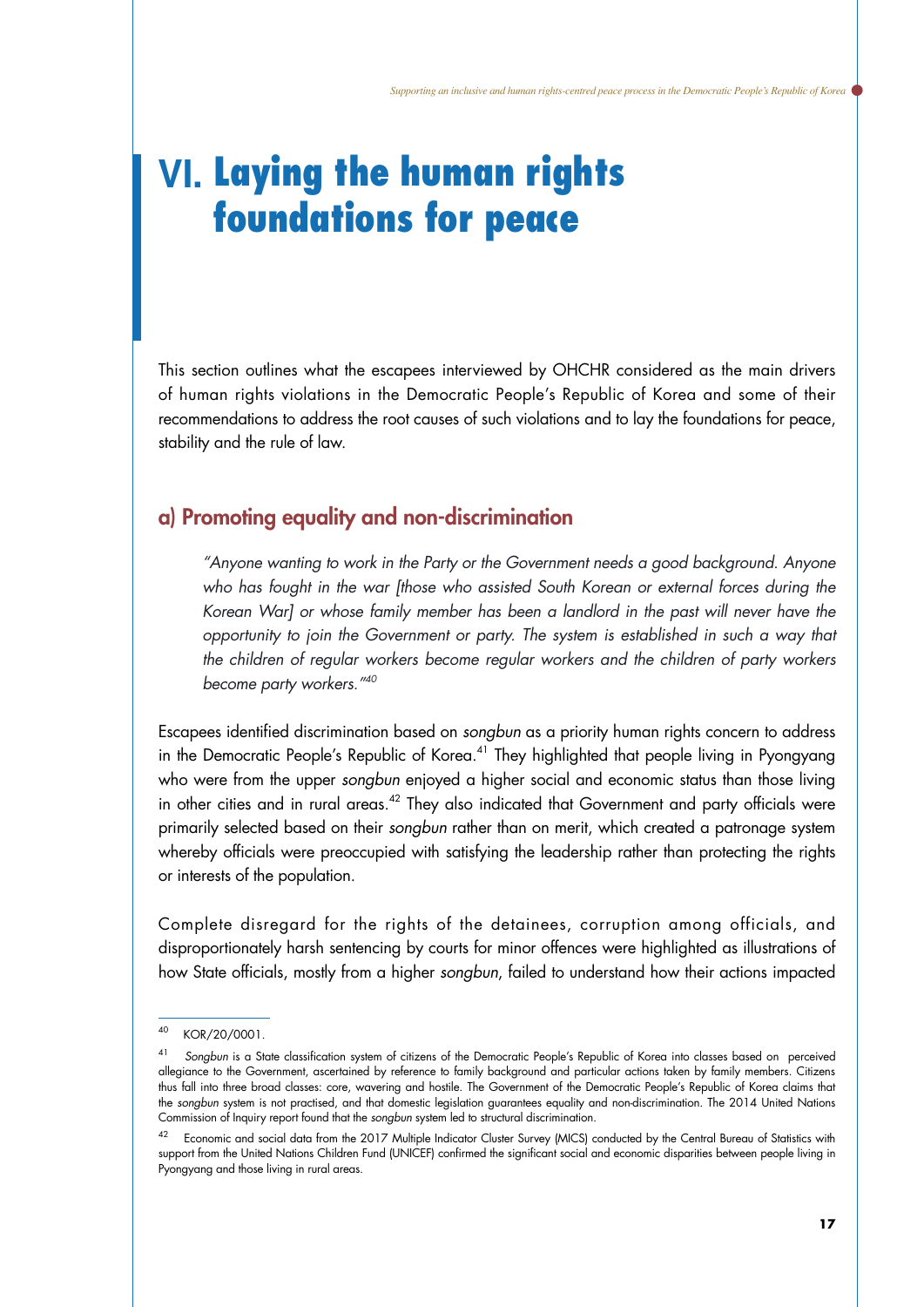# VI. Laying the human rights foundations for peace

This section outlines what the escapees interviewed by OHCHR considered as the main drivers of human rights violations in the Democratic People's Republic of Korea and some of their recommendations to address the root causes of such violations and to lay the foundations for peace, stability and the rule of law.

## a) Promoting equality and non-discrimination

> *"Anyone wanting to work in the Party or the Government needs a good background. Anyone who has fought in the war [those who assisted South Korean or external forces during the Korean War] or whose family member has been a landlord in the past will never have the opportunity to join the Government or party. The system is established in such a way that the children of regular workers become regular workers and the children of party workers become party workers."*[40]

Escapees identified discrimination based on *songbun* as a priority human rights concern to address in the Democratic People's Republic of Korea.[41] They highlighted that people living in Pyongyang who were from the upper *songbun* enjoyed a higher social and economic status than those living in other cities and in rural areas.[42] They also indicated that Government and party officials were primarily selected based on their *songbun* rather than on merit, which created a patronage system whereby officials were preoccupied with satisfying the leadership rather than protecting the rights or interests of the population.

Complete disregard for the rights of the detainees, corruption among officials, and disproportionately harsh sentencing by courts for minor offences were highlighted as illustrations of how State officials, mostly from a higher *songbun*, failed to understand how their actions impacted

---

[40] KOR/20/0001.

[41] *Songbun* is a State classification system of citizens of the Democratic People's Republic of Korea into classes based on perceived allegiance to the Government, ascertained by reference to family background and particular actions taken by family members. Citizens thus fall into three broad classes: core, wavering and hostile. The Government of the Democratic People's Republic of Korea claims that the *songbun* system is not practised, and that domestic legislation guarantees equality and non-discrimination. The 2014 United Nations Commission of Inquiry report found that the *songbun* system led to structural discrimination.

[42] Economic and social data from the 2017 Multiple Indicator Cluster Survey (MICS) conducted by the Central Bureau of Statistics with support from the United Nations Children Fund (UNICEF) confirmed the significant social and economic disparities between people living in Pyongyang and those living in rural areas.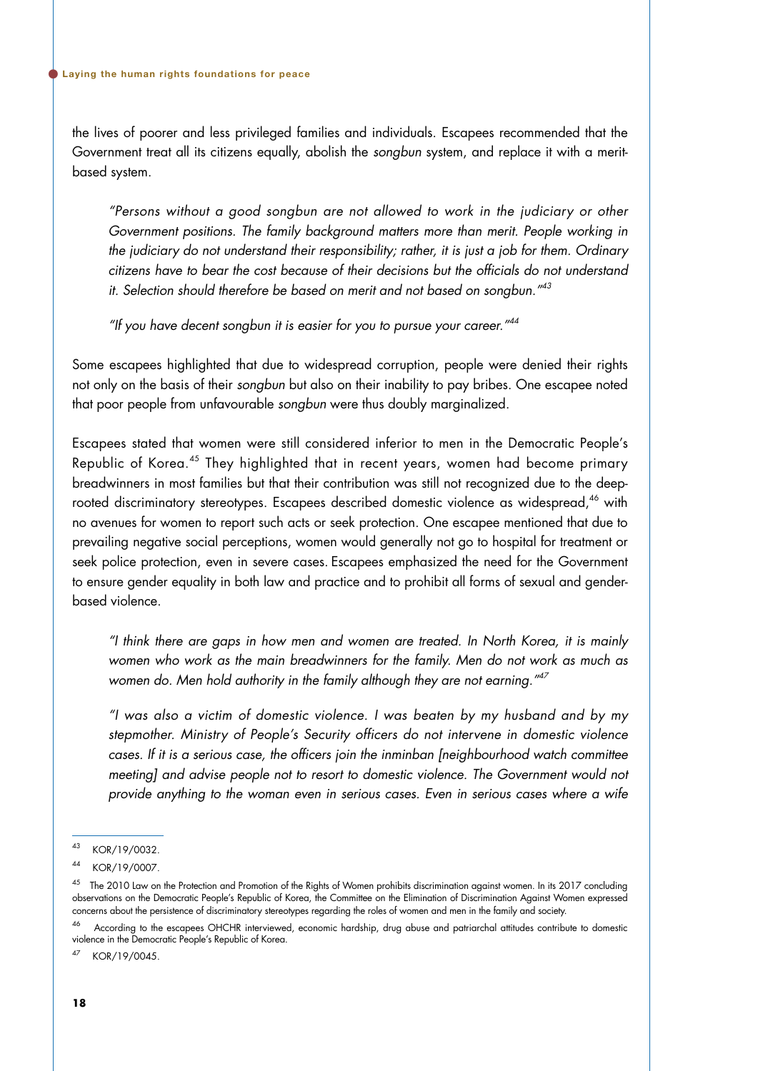the lives of poorer and less privileged families and individuals. Escapees recommended that the Government treat all its citizens equally, abolish the *songbun* system, and replace it with a merit-based system.

> *"Persons without a good songbun are not allowed to work in the judiciary or other Government positions. The family background matters more than merit. People working in the judiciary do not understand their responsibility; rather, it is just a job for them. Ordinary citizens have to bear the cost because of their decisions but the officials do not understand it. Selection should therefore be based on merit and not based on songbun."*[43]

> *"If you have decent songbun it is easier for you to pursue your career."*[44]

Some escapees highlighted that due to widespread corruption, people were denied their rights not only on the basis of their *songbun* but also on their inability to pay bribes. One escapee noted that poor people from unfavourable *songbun* were thus doubly marginalized.

Escapees stated that women were still considered inferior to men in the Democratic People's Republic of Korea.[45] They highlighted that in recent years, women had become primary breadwinners in most families but that their contribution was still not recognized due to the deep-rooted discriminatory stereotypes. Escapees described domestic violence as widespread,[46] with no avenues for women to report such acts or seek protection. One escapee mentioned that due to prevailing negative social perceptions, women would generally not go to hospital for treatment or seek police protection, even in severe cases. Escapees emphasized the need for the Government to ensure gender equality in both law and practice and to prohibit all forms of sexual and gender-based violence.

> *"I think there are gaps in how men and women are treated. In North Korea, it is mainly women who work as the main breadwinners for the family. Men do not work as much as women do. Men hold authority in the family although they are not earning."*[47]

> *"I was also a victim of domestic violence. I was beaten by my husband and by my stepmother. Ministry of People's Security officers do not intervene in domestic violence cases. If it is a serious case, the officers join the inminban [neighbourhood watch committee meeting] and advise people not to resort to domestic violence. The Government would not provide anything to the woman even in serious cases. Even in serious cases where a wife*

---

[43] KOR/19/0032.

[44] KOR/19/0007.

[45] The 2010 Law on the Protection and Promotion of the Rights of Women prohibits discrimination against women. In its 2017 concluding observations on the Democratic People's Republic of Korea, the Committee on the Elimination of Discrimination Against Women expressed concerns about the persistence of discriminatory stereotypes regarding the roles of women and men in the family and society.

[46] According to the escapees OHCHR interviewed, economic hardship, drug abuse and patriarchal attitudes contribute to domestic violence in the Democratic People's Republic of Korea.

[47] KOR/19/0045.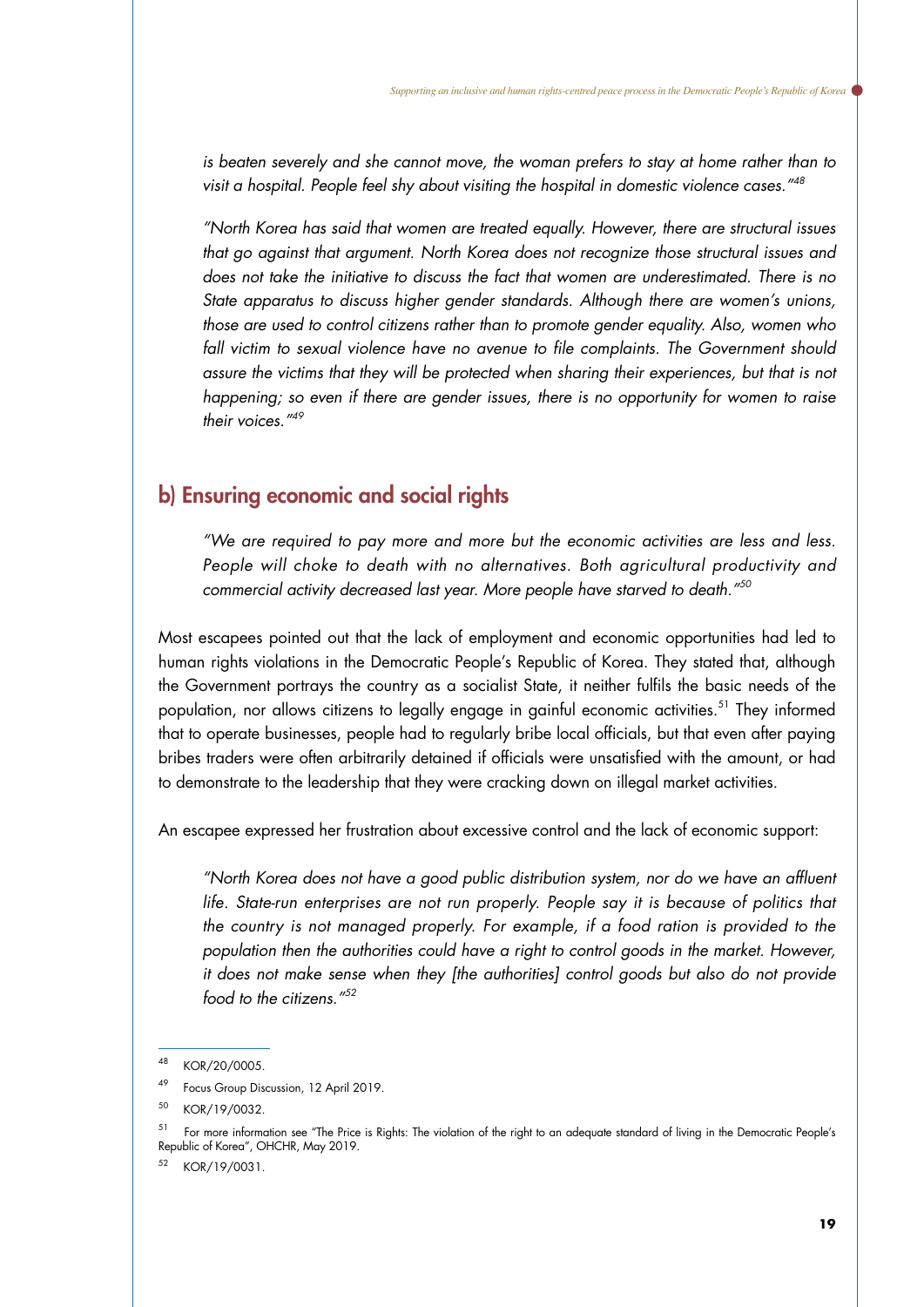*is beaten severely and she cannot move, the woman prefers to stay at home rather than to visit a hospital. People feel shy about visiting the hospital in domestic violence cases."*[48]

*"North Korea has said that women are treated equally. However, there are structural issues that go against that argument. North Korea does not recognize those structural issues and does not take the initiative to discuss the fact that women are underestimated. There is no State apparatus to discuss higher gender standards. Although there are women's unions, those are used to control citizens rather than to promote gender equality. Also, women who fall victim to sexual violence have no avenue to file complaints. The Government should assure the victims that they will be protected when sharing their experiences, but that is not happening; so even if there are gender issues, there is no opportunity for women to raise their voices."*[49]

## b) Ensuring economic and social rights

*"We are required to pay more and more but the economic activities are less and less. People will choke to death with no alternatives. Both agricultural productivity and commercial activity decreased last year. More people have starved to death."*[50]

Most escapees pointed out that the lack of employment and economic opportunities had led to human rights violations in the Democratic People's Republic of Korea. They stated that, although the Government portrays the country as a socialist State, it neither fulfils the basic needs of the population, nor allows citizens to legally engage in gainful economic activities.[51] They informed that to operate businesses, people had to regularly bribe local officials, but that even after paying bribes traders were often arbitrarily detained if officials were unsatisfied with the amount, or had to demonstrate to the leadership that they were cracking down on illegal market activities.

An escapee expressed her frustration about excessive control and the lack of economic support:

*"North Korea does not have a good public distribution system, nor do we have an affluent life. State-run enterprises are not run properly. People say it is because of politics that the country is not managed properly. For example, if a food ration is provided to the population then the authorities could have a right to control goods in the market. However, it does not make sense when they [the authorities] control goods but also do not provide food to the citizens."*[52]

---

[48] KOR/20/0005.

[49] Focus Group Discussion, 12 April 2019.

[50] KOR/19/0032.

[51] For more information see "The Price is Rights: The violation of the right to an adequate standard of living in the Democratic People's Republic of Korea", OHCHR, May 2019.

[52] KOR/19/0031.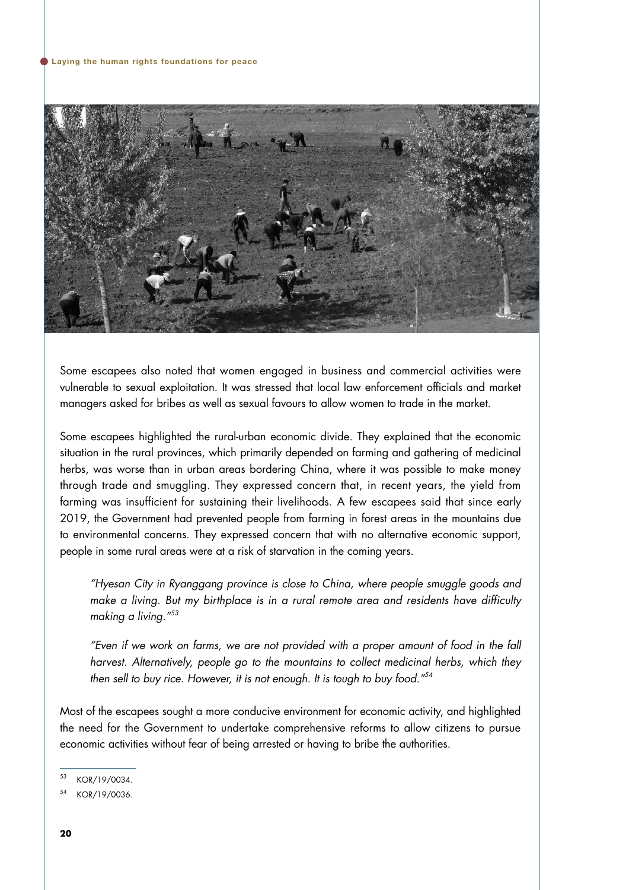Some escapees also noted that women engaged in business and commercial activities were vulnerable to sexual exploitation. It was stressed that local law enforcement officials and market managers asked for bribes as well as sexual favours to allow women to trade in the market.

Some escapees highlighted the rural-urban economic divide. They explained that the economic situation in the rural provinces, which primarily depended on farming and gathering of medicinal herbs, was worse than in urban areas bordering China, where it was possible to make money through trade and smuggling. They expressed concern that, in recent years, the yield from farming was insufficient for sustaining their livelihoods. A few escapees said that since early 2019, the Government had prevented people from farming in forest areas in the mountains due to environmental concerns. They expressed concern that with no alternative economic support, people in some rural areas were at a risk of starvation in the coming years.

> *"Hyesan City in Ryanggang province is close to China, where people smuggle goods and make a living. But my birthplace is in a rural remote area and residents have difficulty making a living."*[53]

> *"Even if we work on farms, we are not provided with a proper amount of food in the fall harvest. Alternatively, people go to the mountains to collect medicinal herbs, which they then sell to buy rice. However, it is not enough. It is tough to buy food."*[54]

Most of the escapees sought a more conducive environment for economic activity, and highlighted the need for the Government to undertake comprehensive reforms to allow citizens to pursue economic activities without fear of being arrested or having to bribe the authorities.

---

[53] KOR/19/0034.

[54] KOR/19/0036.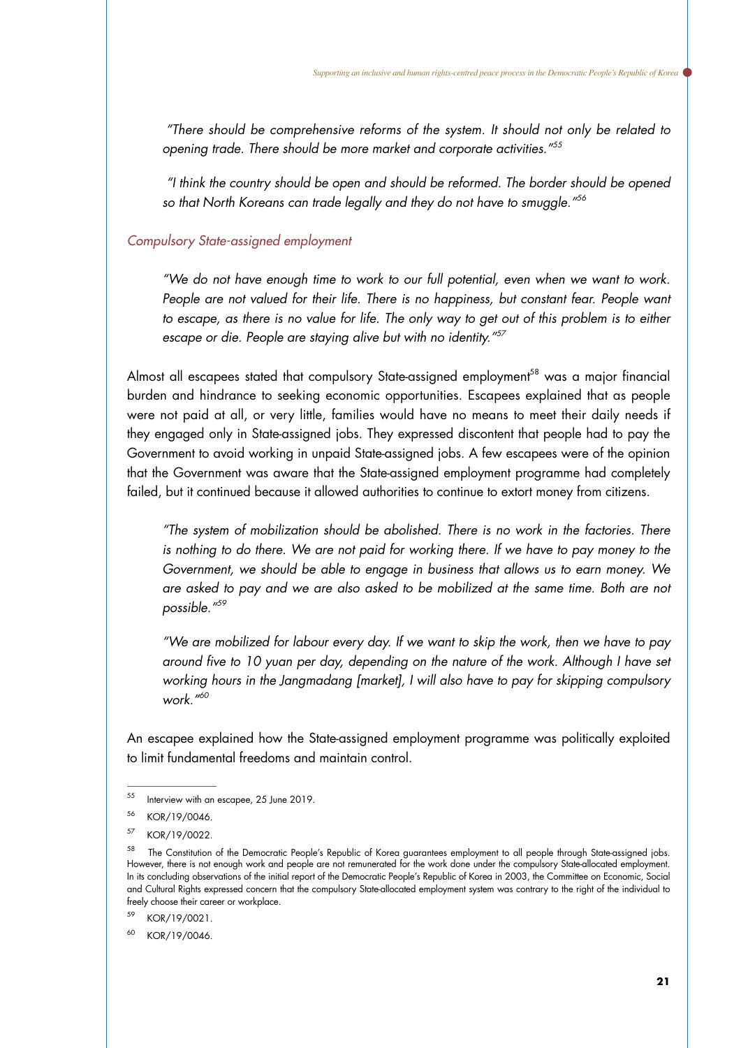> *"There should be comprehensive reforms of the system. It should not only be related to opening trade. There should be more market and corporate activities."*[55]

> *"I think the country should be open and should be reformed. The border should be opened so that North Koreans can trade legally and they do not have to smuggle."*[56]

### *Compulsory State-assigned employment*

> *"We do not have enough time to work to our full potential, even when we want to work. People are not valued for their life. There is no happiness, but constant fear. People want to escape, as there is no value for life. The only way to get out of this problem is to either escape or die. People are staying alive but with no identity."*[57]

Almost all escapees stated that compulsory State-assigned employment[58] was a major financial burden and hindrance to seeking economic opportunities. Escapees explained that as people were not paid at all, or very little, families would have no means to meet their daily needs if they engaged only in State-assigned jobs. They expressed discontent that people had to pay the Government to avoid working in unpaid State-assigned jobs. A few escapees were of the opinion that the Government was aware that the State-assigned employment programme had completely failed, but it continued because it allowed authorities to continue to extort money from citizens.

> *"The system of mobilization should be abolished. There is no work in the factories. There is nothing to do there. We are not paid for working there. If we have to pay money to the Government, we should be able to engage in business that allows us to earn money. We are asked to pay and we are also asked to be mobilized at the same time. Both are not possible."*[59]

> *"We are mobilized for labour every day. If we want to skip the work, then we have to pay around five to 10 yuan per day, depending on the nature of the work. Although I have set working hours in the Jangmadang [market], I will also have to pay for skipping compulsory work."*[60]

An escapee explained how the State-assigned employment programme was politically exploited to limit fundamental freedoms and maintain control.

---

[55] Interview with an escapee, 25 June 2019.

[56] KOR/19/0046.

[57] KOR/19/0022.

[58] The Constitution of the Democratic People's Republic of Korea guarantees employment to all people through State-assigned jobs. However, there is not enough work and people are not remunerated for the work done under the compulsory State-allocated employment. In its concluding observations of the initial report of the Democratic People's Republic of Korea in 2003, the Committee on Economic, Social and Cultural Rights expressed concern that the compulsory State-allocated employment system was contrary to the right of the individual to freely choose their career or workplace.

[59] KOR/19/0021.

[60] KOR/19/0046.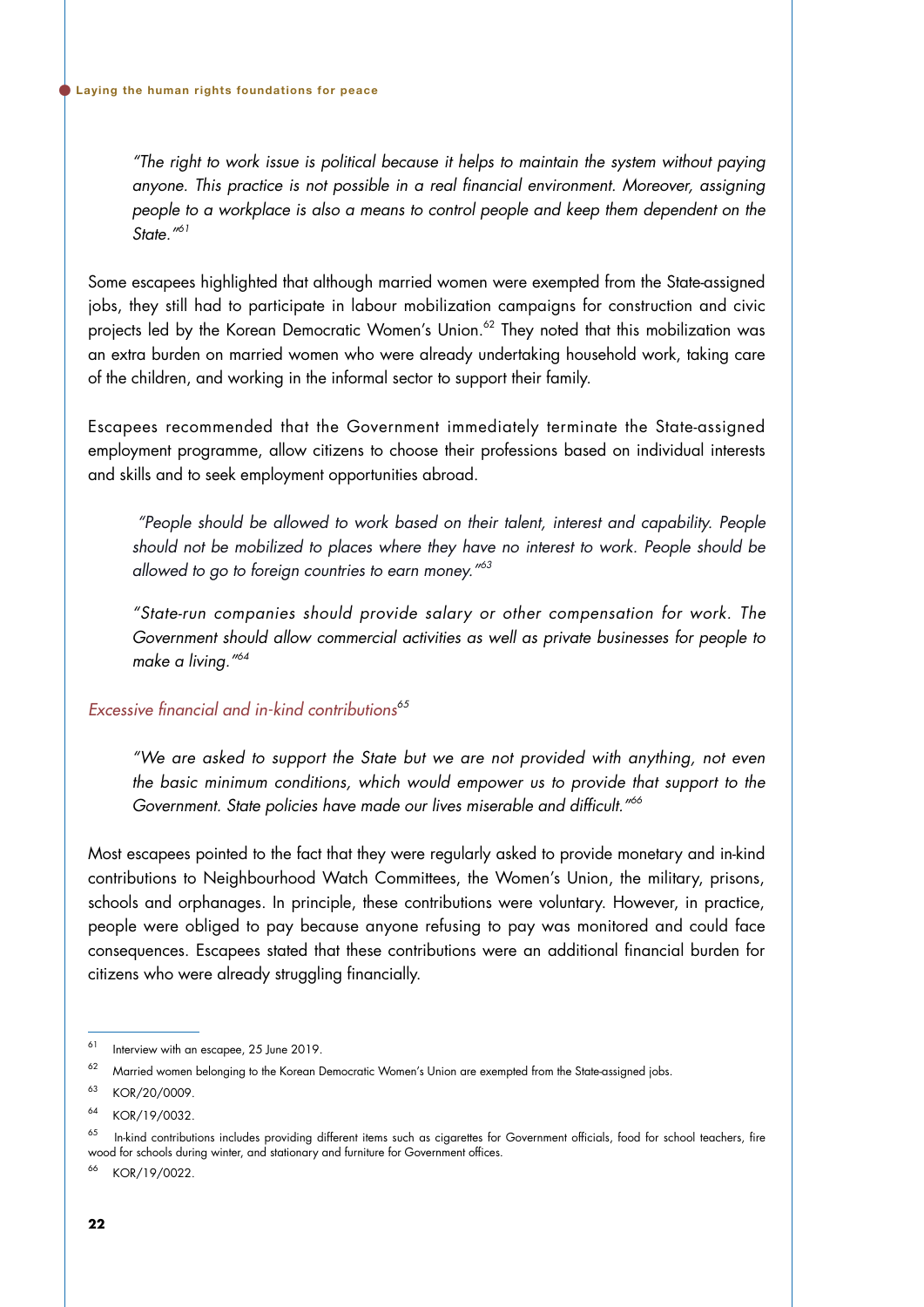> *"The right to work issue is political because it helps to maintain the system without paying anyone. This practice is not possible in a real financial environment. Moreover, assigning people to a workplace is also a means to control people and keep them dependent on the State."*[61]

Some escapees highlighted that although married women were exempted from the State-assigned jobs, they still had to participate in labour mobilization campaigns for construction and civic projects led by the Korean Democratic Women's Union.[62] They noted that this mobilization was an extra burden on married women who were already undertaking household work, taking care of the children, and working in the informal sector to support their family.

Escapees recommended that the Government immediately terminate the State-assigned employment programme, allow citizens to choose their professions based on individual interests and skills and to seek employment opportunities abroad.

> *"People should be allowed to work based on their talent, interest and capability. People should not be mobilized to places where they have no interest to work. People should be allowed to go to foreign countries to earn money."*[63]

> *"State-run companies should provide salary or other compensation for work. The Government should allow commercial activities as well as private businesses for people to make a living."*[64]

*Excessive financial and in-kind contributions*[65]

> *"We are asked to support the State but we are not provided with anything, not even the basic minimum conditions, which would empower us to provide that support to the Government. State policies have made our lives miserable and difficult."*[66]

Most escapees pointed to the fact that they were regularly asked to provide monetary and in-kind contributions to Neighbourhood Watch Committees, the Women's Union, the military, prisons, schools and orphanages. In principle, these contributions were voluntary. However, in practice, people were obliged to pay because anyone refusing to pay was monitored and could face consequences. Escapees stated that these contributions were an additional financial burden for citizens who were already struggling financially.

---

[61] Interview with an escapee, 25 June 2019.

[62] Married women belonging to the Korean Democratic Women's Union are exempted from the State-assigned jobs.

[63] KOR/20/0009.

[64] KOR/19/0032.

[65] In-kind contributions includes providing different items such as cigarettes for Government officials, food for school teachers, fire wood for schools during winter, and stationary and furniture for Government offices.

[66] KOR/19/0022.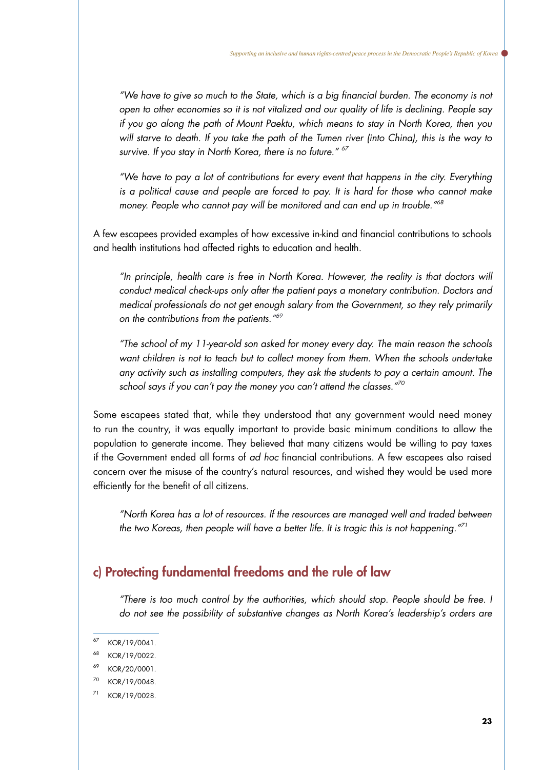*"We have to give so much to the State, which is a big financial burden. The economy is not open to other economies so it is not vitalized and our quality of life is declining. People say if you go along the path of Mount Paektu, which means to stay in North Korea, then you will starve to death. If you take the path of the Tumen river (into China), this is the way to survive. If you stay in North Korea, there is no future."* [67]

*"We have to pay a lot of contributions for every event that happens in the city. Everything is a political cause and people are forced to pay. It is hard for those who cannot make money. People who cannot pay will be monitored and can end up in trouble."*[68]

A few escapees provided examples of how excessive in-kind and financial contributions to schools and health institutions had affected rights to education and health.

*"In principle, health care is free in North Korea. However, the reality is that doctors will conduct medical check-ups only after the patient pays a monetary contribution. Doctors and medical professionals do not get enough salary from the Government, so they rely primarily on the contributions from the patients."*[69]

*"The school of my 11-year-old son asked for money every day. The main reason the schools want children is not to teach but to collect money from them. When the schools undertake any activity such as installing computers, they ask the students to pay a certain amount. The school says if you can't pay the money you can't attend the classes."*[70]

Some escapees stated that, while they understood that any government would need money to run the country, it was equally important to provide basic minimum conditions to allow the population to generate income. They believed that many citizens would be willing to pay taxes if the Government ended all forms of *ad hoc* financial contributions. A few escapees also raised concern over the misuse of the country's natural resources, and wished they would be used more efficiently for the benefit of all citizens.

*"North Korea has a lot of resources. If the resources are managed well and traded between the two Koreas, then people will have a better life. It is tragic this is not happening."*[71]

## c) Protecting fundamental freedoms and the rule of law

*"There is too much control by the authorities, which should stop. People should be free. I do not see the possibility of substantive changes as North Korea's leadership's orders are*

---

[67] KOR/19/0041.

[68] KOR/19/0022.

[69] KOR/20/0001.

[70] KOR/19/0048.

[71] KOR/19/0028.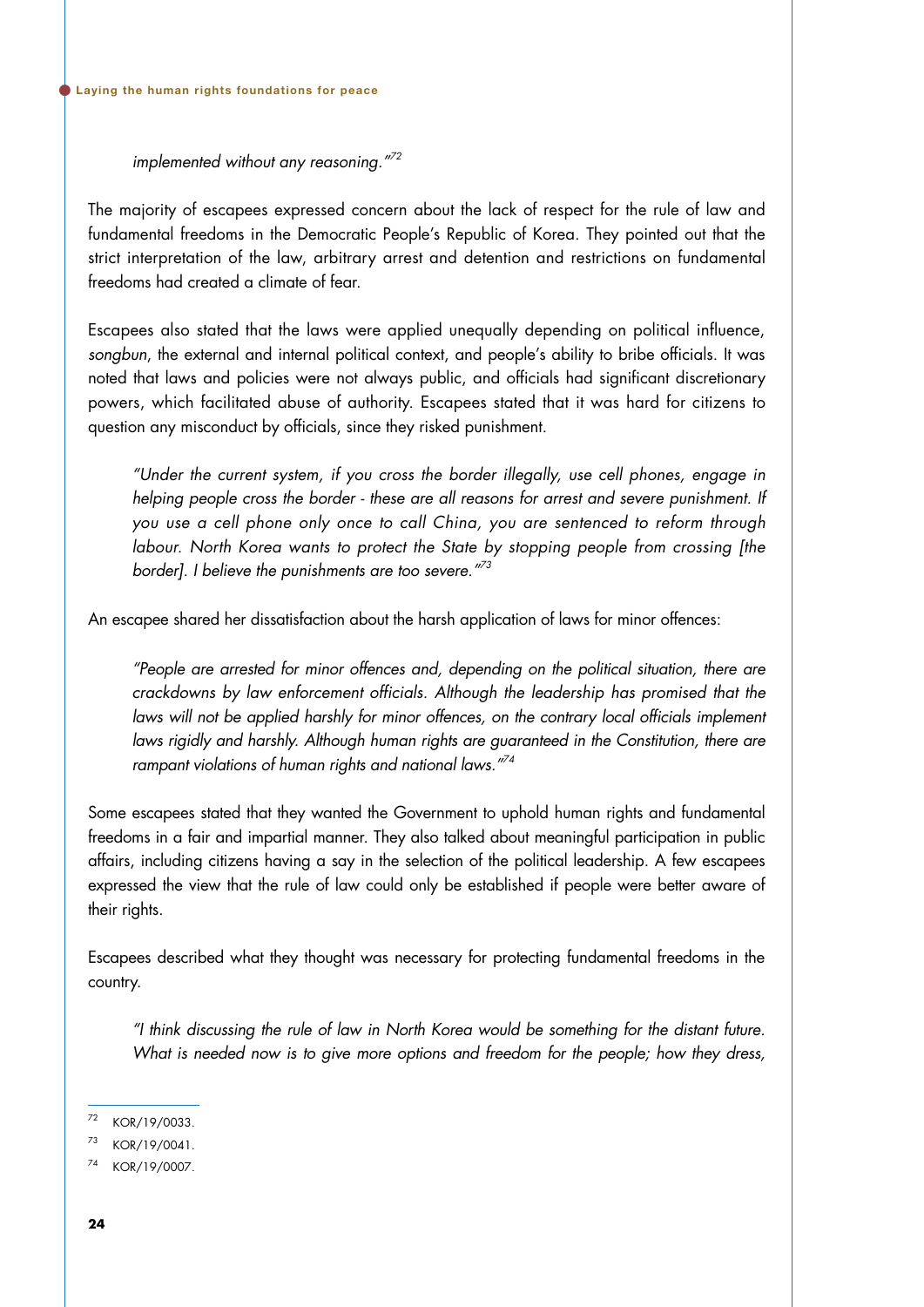*implemented without any reasoning."*[72]

The majority of escapees expressed concern about the lack of respect for the rule of law and fundamental freedoms in the Democratic People's Republic of Korea. They pointed out that the strict interpretation of the law, arbitrary arrest and detention and restrictions on fundamental freedoms had created a climate of fear.

Escapees also stated that the laws were applied unequally depending on political influence, *songbun*, the external and internal political context, and people's ability to bribe officials. It was noted that laws and policies were not always public, and officials had significant discretionary powers, which facilitated abuse of authority. Escapees stated that it was hard for citizens to question any misconduct by officials, since they risked punishment.

> *"Under the current system, if you cross the border illegally, use cell phones, engage in helping people cross the border - these are all reasons for arrest and severe punishment. If you use a cell phone only once to call China, you are sentenced to reform through labour. North Korea wants to protect the State by stopping people from crossing [the border]. I believe the punishments are too severe."*[73]

An escapee shared her dissatisfaction about the harsh application of laws for minor offences:

> *"People are arrested for minor offences and, depending on the political situation, there are crackdowns by law enforcement officials. Although the leadership has promised that the laws will not be applied harshly for minor offences, on the contrary local officials implement laws rigidly and harshly. Although human rights are guaranteed in the Constitution, there are rampant violations of human rights and national laws."*[74]

Some escapees stated that they wanted the Government to uphold human rights and fundamental freedoms in a fair and impartial manner. They also talked about meaningful participation in public affairs, including citizens having a say in the selection of the political leadership. A few escapees expressed the view that the rule of law could only be established if people were better aware of their rights.

Escapees described what they thought was necessary for protecting fundamental freedoms in the country.

> *"I think discussing the rule of law in North Korea would be something for the distant future. What is needed now is to give more options and freedom for the people; how they dress,*

---

[72] KOR/19/0033.

[73] KOR/19/0041.

[74] KOR/19/0007.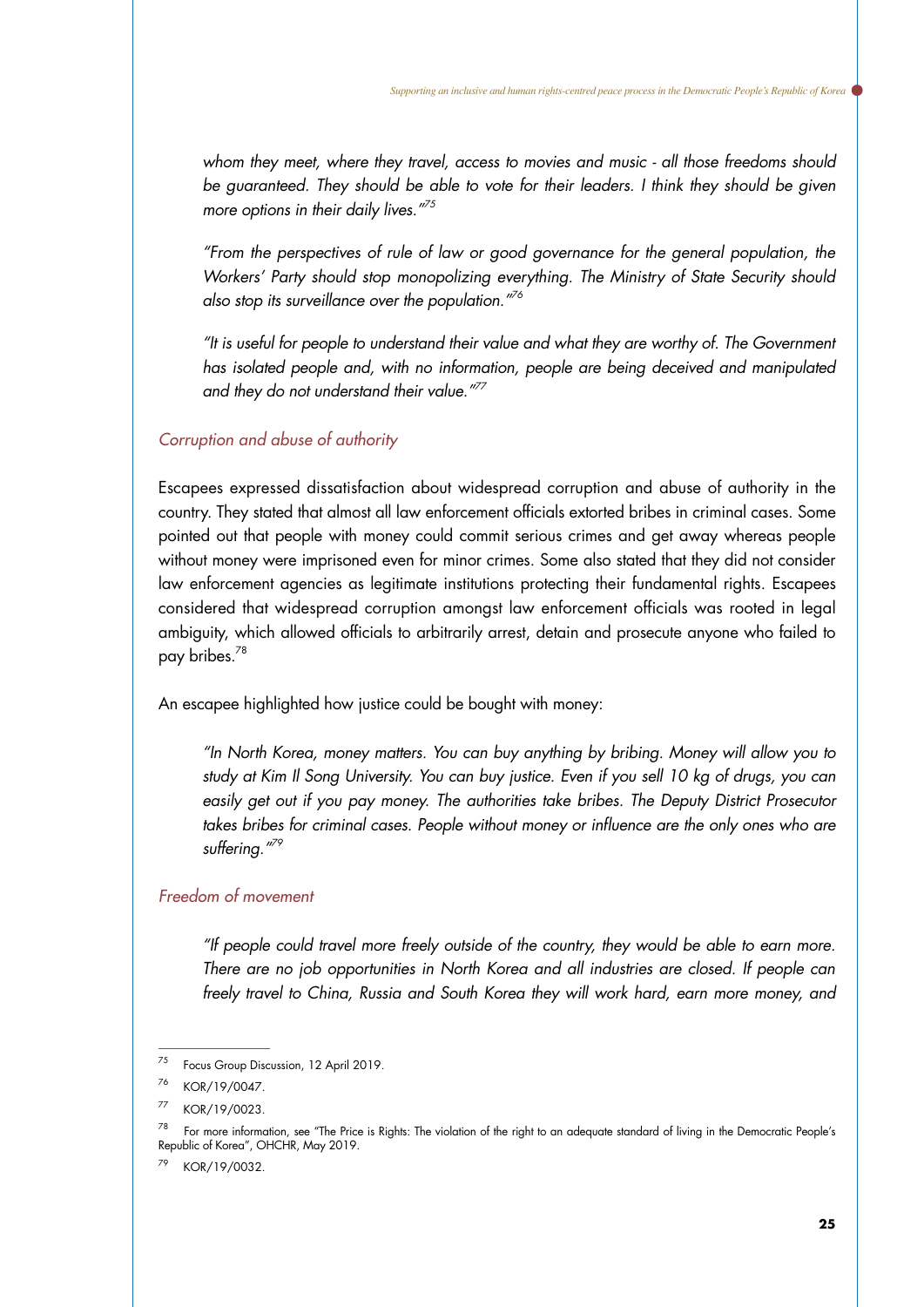*whom they meet, where they travel, access to movies and music - all those freedoms should be guaranteed. They should be able to vote for their leaders. I think they should be given more options in their daily lives."*[75]

*"From the perspectives of rule of law or good governance for the general population, the Workers' Party should stop monopolizing everything. The Ministry of State Security should also stop its surveillance over the population."*[76]

*"It is useful for people to understand their value and what they are worthy of. The Government has isolated people and, with no information, people are being deceived and manipulated and they do not understand their value."*[77]

### *Corruption and abuse of authority*

Escapees expressed dissatisfaction about widespread corruption and abuse of authority in the country. They stated that almost all law enforcement officials extorted bribes in criminal cases. Some pointed out that people with money could commit serious crimes and get away whereas people without money were imprisoned even for minor crimes. Some also stated that they did not consider law enforcement agencies as legitimate institutions protecting their fundamental rights. Escapees considered that widespread corruption amongst law enforcement officials was rooted in legal ambiguity, which allowed officials to arbitrarily arrest, detain and prosecute anyone who failed to pay bribes.[78]

An escapee highlighted how justice could be bought with money:

*"In North Korea, money matters. You can buy anything by bribing. Money will allow you to study at Kim Il Song University. You can buy justice. Even if you sell 10 kg of drugs, you can easily get out if you pay money. The authorities take bribes. The Deputy District Prosecutor takes bribes for criminal cases. People without money or influence are the only ones who are suffering."*[79]

### *Freedom of movement*

*"If people could travel more freely outside of the country, they would be able to earn more. There are no job opportunities in North Korea and all industries are closed. If people can freely travel to China, Russia and South Korea they will work hard, earn more money, and*

---

[75] Focus Group Discussion, 12 April 2019.

[76] KOR/19/0047.

[77] KOR/19/0023.

[78] For more information, see "The Price is Rights: The violation of the right to an adequate standard of living in the Democratic People's Republic of Korea", OHCHR, May 2019.

[79] KOR/19/0032.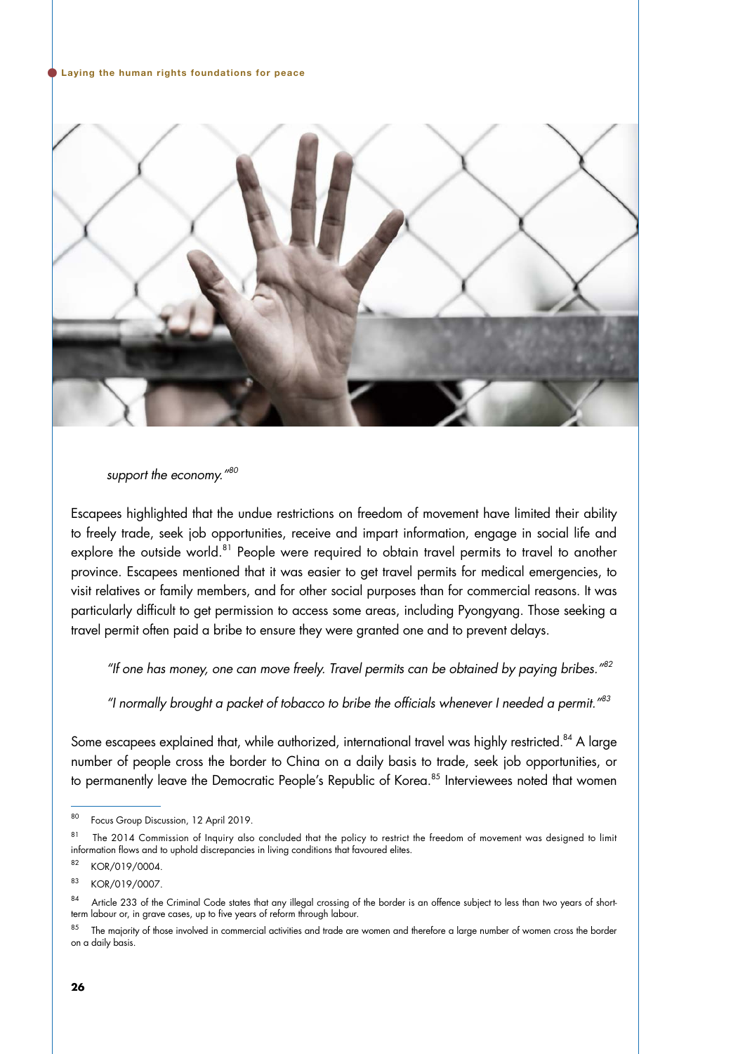*support the economy."[80]*

Escapees highlighted that the undue restrictions on freedom of movement have limited their ability to freely trade, seek job opportunities, receive and impart information, engage in social life and explore the outside world.[81] People were required to obtain travel permits to travel to another province. Escapees mentioned that it was easier to get travel permits for medical emergencies, to visit relatives or family members, and for other social purposes than for commercial reasons. It was particularly difficult to get permission to access some areas, including Pyongyang. Those seeking a travel permit often paid a bribe to ensure they were granted one and to prevent delays.

> *"If one has money, one can move freely. Travel permits can be obtained by paying bribes."[82]*

> *"I normally brought a packet of tobacco to bribe the officials whenever I needed a permit."[83]*

Some escapees explained that, while authorized, international travel was highly restricted.[84] A large number of people cross the border to China on a daily basis to trade, seek job opportunities, or to permanently leave the Democratic People's Republic of Korea.[85] Interviewees noted that women

---

[80] Focus Group Discussion, 12 April 2019.

[81] The 2014 Commission of Inquiry also concluded that the policy to restrict the freedom of movement was designed to limit information flows and to uphold discrepancies in living conditions that favoured elites.

[82] KOR/019/0004.

[83] KOR/019/0007.

[84] Article 233 of the Criminal Code states that any illegal crossing of the border is an offence subject to less than two years of short-term labour or, in grave cases, up to five years of reform through labour.

[85] The majority of those involved in commercial activities and trade are women and therefore a large number of women cross the border on a daily basis.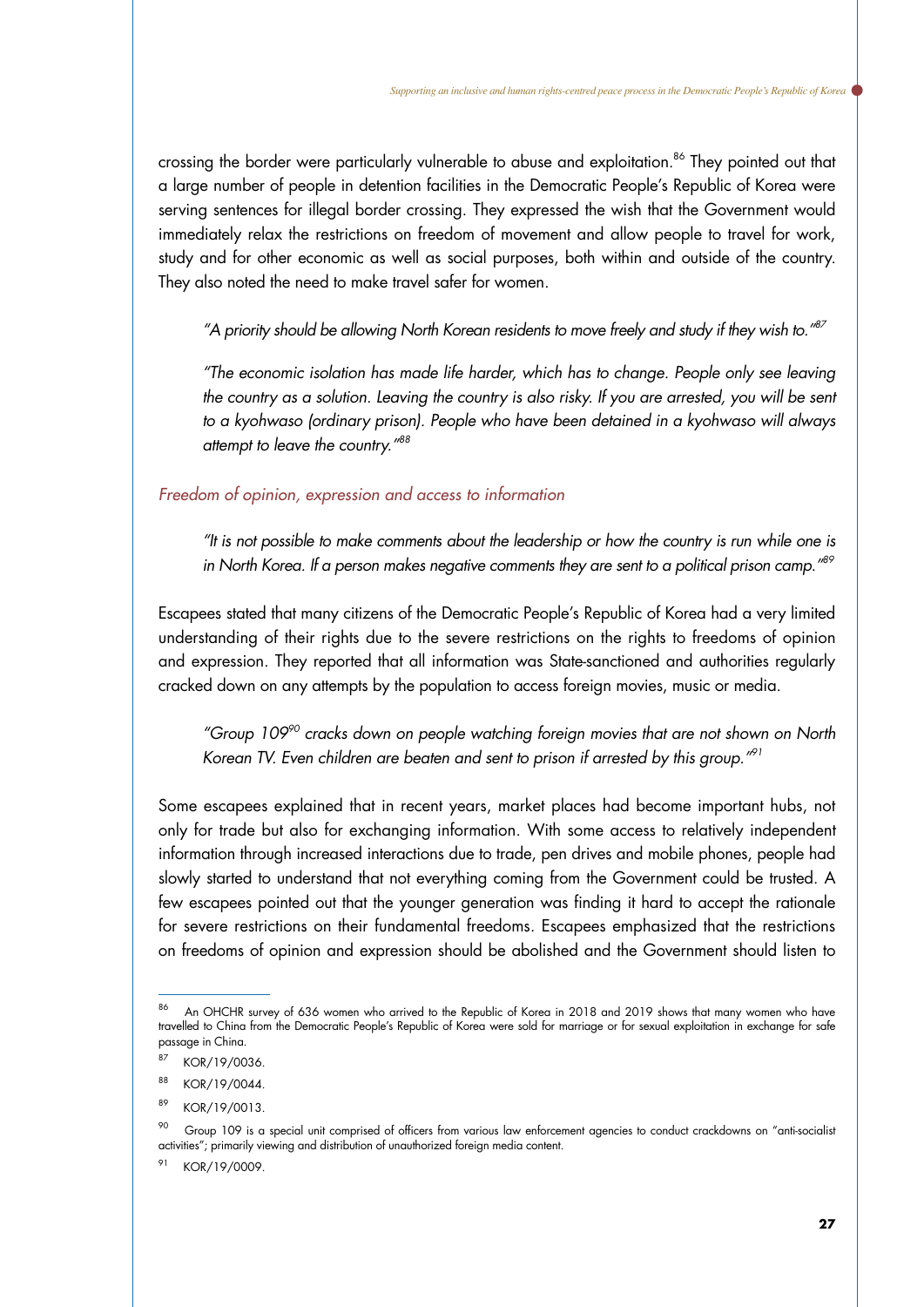crossing the border were particularly vulnerable to abuse and exploitation.[86] They pointed out that a large number of people in detention facilities in the Democratic People's Republic of Korea were serving sentences for illegal border crossing. They expressed the wish that the Government would immediately relax the restrictions on freedom of movement and allow people to travel for work, study and for other economic as well as social purposes, both within and outside of the country. They also noted the need to make travel safer for women.

> *"A priority should be allowing North Korean residents to move freely and study if they wish to."[87]*

> *"The economic isolation has made life harder, which has to change. People only see leaving the country as a solution. Leaving the country is also risky. If you are arrested, you will be sent to a kyohwaso (ordinary prison). People who have been detained in a kyohwaso will always attempt to leave the country."[88]*

### *Freedom of opinion, expression and access to information*

> *"It is not possible to make comments about the leadership or how the country is run while one is in North Korea. If a person makes negative comments they are sent to a political prison camp."[89]*

Escapees stated that many citizens of the Democratic People's Republic of Korea had a very limited understanding of their rights due to the severe restrictions on the rights to freedoms of opinion and expression. They reported that all information was State-sanctioned and authorities regularly cracked down on any attempts by the population to access foreign movies, music or media.

> *"Group 109[90] cracks down on people watching foreign movies that are not shown on North Korean TV. Even children are beaten and sent to prison if arrested by this group."[91]*

Some escapees explained that in recent years, market places had become important hubs, not only for trade but also for exchanging information. With some access to relatively independent information through increased interactions due to trade, pen drives and mobile phones, people had slowly started to understand that not everything coming from the Government could be trusted. A few escapees pointed out that the younger generation was finding it hard to accept the rationale for severe restrictions on their fundamental freedoms. Escapees emphasized that the restrictions on freedoms of opinion and expression should be abolished and the Government should listen to

---

[86] An OHCHR survey of 636 women who arrived to the Republic of Korea in 2018 and 2019 shows that many women who have travelled to China from the Democratic People's Republic of Korea were sold for marriage or for sexual exploitation in exchange for safe passage in China.

[87] KOR/19/0036.

[88] KOR/19/0044.

[89] KOR/19/0013.

[90] Group 109 is a special unit comprised of officers from various law enforcement agencies to conduct crackdowns on "anti-socialist activities"; primarily viewing and distribution of unauthorized foreign media content.

[91] KOR/19/0009.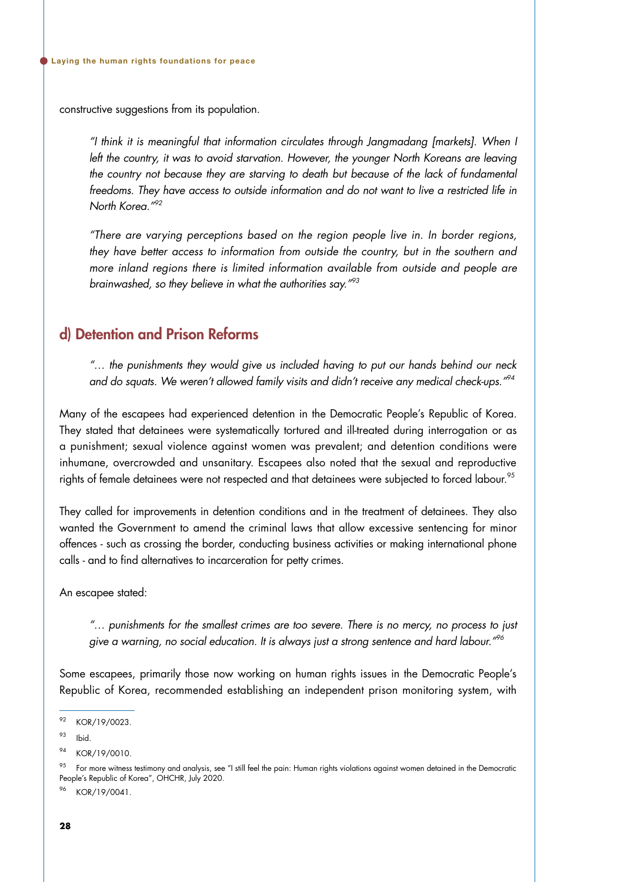constructive suggestions from its population.

> *"I think it is meaningful that information circulates through Jangmadang [markets]. When I left the country, it was to avoid starvation. However, the younger North Koreans are leaving the country not because they are starving to death but because of the lack of fundamental freedoms. They have access to outside information and do not want to live a restricted life in North Korea."*[92]

> *"There are varying perceptions based on the region people live in. In border regions, they have better access to information from outside the country, but in the southern and more inland regions there is limited information available from outside and people are brainwashed, so they believe in what the authorities say."*[93]

## d) Detention and Prison Reforms

> *"… the punishments they would give us included having to put our hands behind our neck and do squats. We weren't allowed family visits and didn't receive any medical check-ups."*[94]

Many of the escapees had experienced detention in the Democratic People's Republic of Korea. They stated that detainees were systematically tortured and ill-treated during interrogation or as a punishment; sexual violence against women was prevalent; and detention conditions were inhumane, overcrowded and unsanitary. Escapees also noted that the sexual and reproductive rights of female detainees were not respected and that detainees were subjected to forced labour.[95]

They called for improvements in detention conditions and in the treatment of detainees. They also wanted the Government to amend the criminal laws that allow excessive sentencing for minor offences - such as crossing the border, conducting business activities or making international phone calls - and to find alternatives to incarceration for petty crimes.

An escapee stated:

> *"… punishments for the smallest crimes are too severe. There is no mercy, no process to just give a warning, no social education. It is always just a strong sentence and hard labour."*[96]

Some escapees, primarily those now working on human rights issues in the Democratic People's Republic of Korea, recommended establishing an independent prison monitoring system, with

---

[92] KOR/19/0023.

[93] Ibid.

[94] KOR/19/0010.

[95] For more witness testimony and analysis, see "I still feel the pain: Human rights violations against women detained in the Democratic People's Republic of Korea", OHCHR, July 2020.

[96] KOR/19/0041.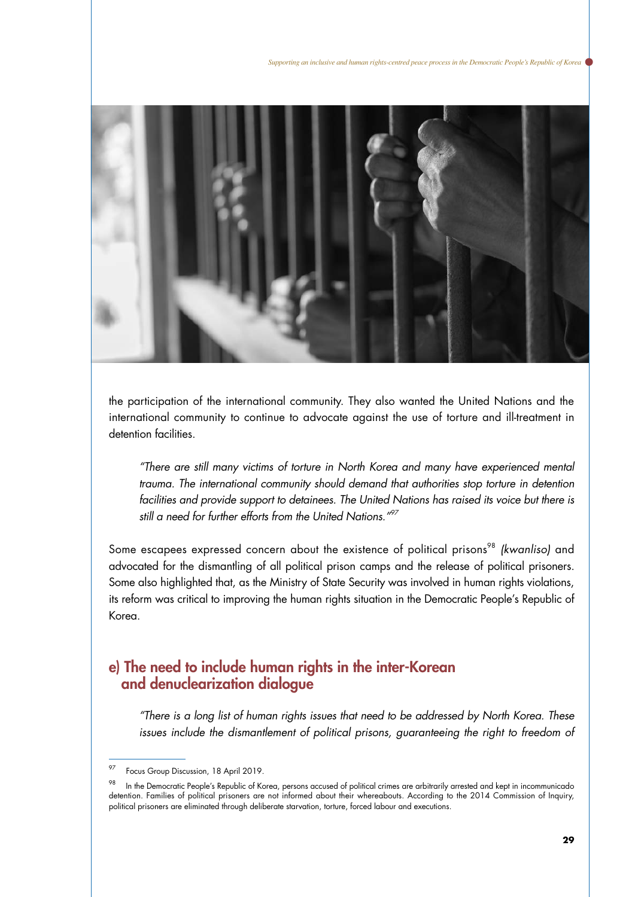the participation of the international community. They also wanted the United Nations and the international community to continue to advocate against the use of torture and ill-treatment in detention facilities.

> *"There are still many victims of torture in North Korea and many have experienced mental trauma. The international community should demand that authorities stop torture in detention facilities and provide support to detainees. The United Nations has raised its voice but there is still a need for further efforts from the United Nations."*[97]

Some escapees expressed concern about the existence of political prisons[98] *(kwanliso)* and advocated for the dismantling of all political prison camps and the release of political prisoners. Some also highlighted that, as the Ministry of State Security was involved in human rights violations, its reform was critical to improving the human rights situation in the Democratic People's Republic of Korea.

## e) The need to include human rights in the inter-Korean and denuclearization dialogue

> *"There is a long list of human rights issues that need to be addressed by North Korea. These issues include the dismantlement of political prisons, guaranteeing the right to freedom of*

---

[97] Focus Group Discussion, 18 April 2019.

[98] In the Democratic People's Republic of Korea, persons accused of political crimes are arbitrarily arrested and kept in incommunicado detention. Families of political prisoners are not informed about their whereabouts. According to the 2014 Commission of Inquiry, political prisoners are eliminated through deliberate starvation, torture, forced labour and executions.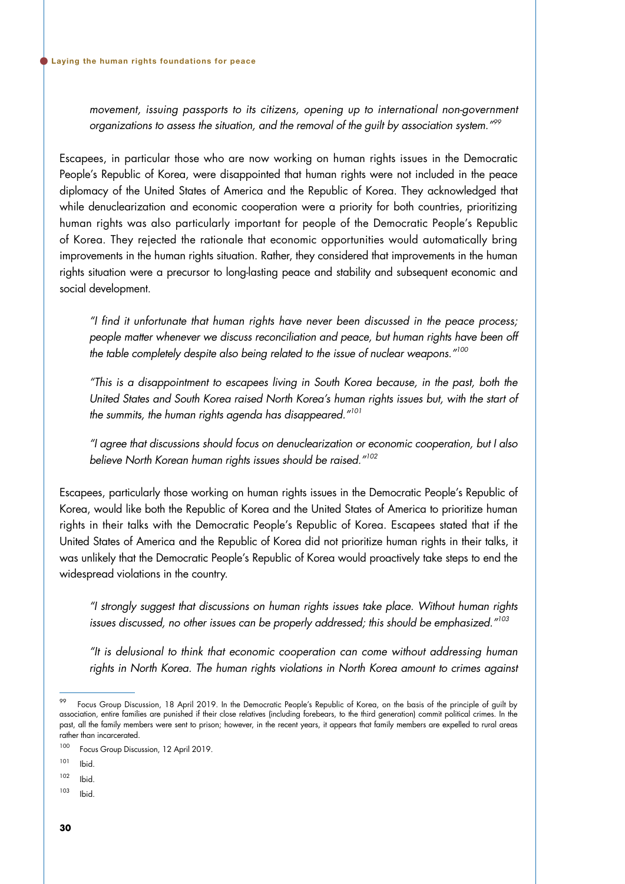*movement, issuing passports to its citizens, opening up to international non-government organizations to assess the situation, and the removal of the guilt by association system."*[99]

Escapees, in particular those who are now working on human rights issues in the Democratic People's Republic of Korea, were disappointed that human rights were not included in the peace diplomacy of the United States of America and the Republic of Korea. They acknowledged that while denuclearization and economic cooperation were a priority for both countries, prioritizing human rights was also particularly important for people of the Democratic People's Republic of Korea. They rejected the rationale that economic opportunities would automatically bring improvements in the human rights situation. Rather, they considered that improvements in the human rights situation were a precursor to long-lasting peace and stability and subsequent economic and social development.

> *"I find it unfortunate that human rights have never been discussed in the peace process; people matter whenever we discuss reconciliation and peace, but human rights have been off the table completely despite also being related to the issue of nuclear weapons."*[100]

> *"This is a disappointment to escapees living in South Korea because, in the past, both the United States and South Korea raised North Korea's human rights issues but, with the start of the summits, the human rights agenda has disappeared."*[101]

> *"I agree that discussions should focus on denuclearization or economic cooperation, but I also believe North Korean human rights issues should be raised."*[102]

Escapees, particularly those working on human rights issues in the Democratic People's Republic of Korea, would like both the Republic of Korea and the United States of America to prioritize human rights in their talks with the Democratic People's Republic of Korea. Escapees stated that if the United States of America and the Republic of Korea did not prioritize human rights in their talks, it was unlikely that the Democratic People's Republic of Korea would proactively take steps to end the widespread violations in the country.

> *"I strongly suggest that discussions on human rights issues take place. Without human rights issues discussed, no other issues can be properly addressed; this should be emphasized."*[103]

> *"It is delusional to think that economic cooperation can come without addressing human rights in North Korea. The human rights violations in North Korea amount to crimes against*

---

[99] Focus Group Discussion, 18 April 2019. In the Democratic People's Republic of Korea, on the basis of the principle of guilt by association, entire families are punished if their close relatives (including forebears, to the third generation) commit political crimes. In the past, all the family members were sent to prison; however, in the recent years, it appears that family members are expelled to rural areas rather than incarcerated.

[100] Focus Group Discussion, 12 April 2019.

[101] Ibid.

[102] Ibid.

[103] Ibid.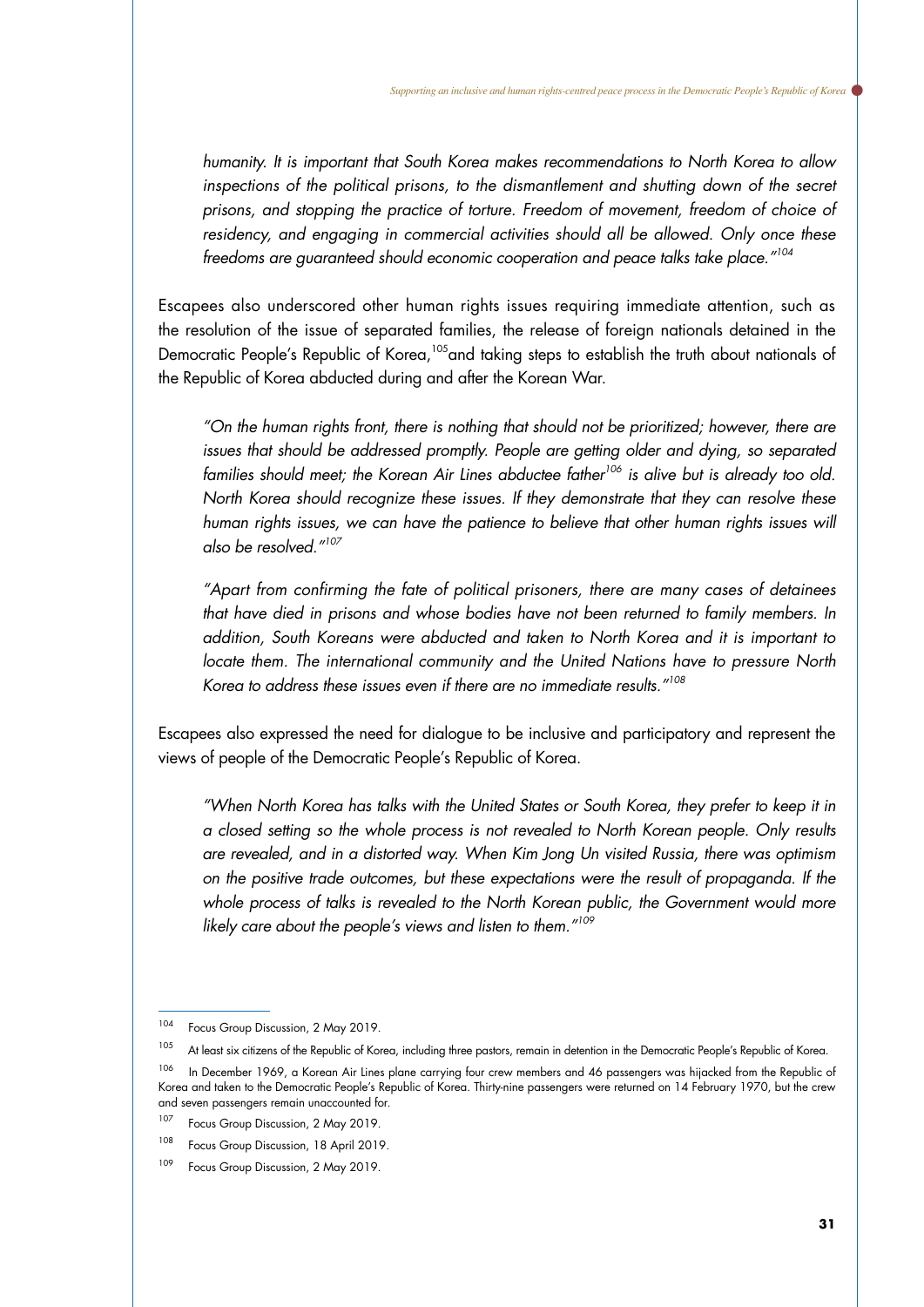*humanity. It is important that South Korea makes recommendations to North Korea to allow inspections of the political prisons, to the dismantlement and shutting down of the secret prisons, and stopping the practice of torture. Freedom of movement, freedom of choice of residency, and engaging in commercial activities should all be allowed. Only once these freedoms are guaranteed should economic cooperation and peace talks take place."*[104]

Escapees also underscored other human rights issues requiring immediate attention, such as the resolution of the issue of separated families, the release of foreign nationals detained in the Democratic People's Republic of Korea,[105] and taking steps to establish the truth about nationals of the Republic of Korea abducted during and after the Korean War.

*"On the human rights front, there is nothing that should not be prioritized; however, there are issues that should be addressed promptly. People are getting older and dying, so separated families should meet; the Korean Air Lines abductee father*[106] *is alive but is already too old. North Korea should recognize these issues. If they demonstrate that they can resolve these human rights issues, we can have the patience to believe that other human rights issues will also be resolved."*[107]

*"Apart from confirming the fate of political prisoners, there are many cases of detainees that have died in prisons and whose bodies have not been returned to family members. In addition, South Koreans were abducted and taken to North Korea and it is important to locate them. The international community and the United Nations have to pressure North Korea to address these issues even if there are no immediate results."*[108]

Escapees also expressed the need for dialogue to be inclusive and participatory and represent the views of people of the Democratic People's Republic of Korea.

*"When North Korea has talks with the United States or South Korea, they prefer to keep it in a closed setting so the whole process is not revealed to North Korean people. Only results are revealed, and in a distorted way. When Kim Jong Un visited Russia, there was optimism on the positive trade outcomes, but these expectations were the result of propaganda. If the whole process of talks is revealed to the North Korean public, the Government would more likely care about the people's views and listen to them."*[109]

---

[104] Focus Group Discussion, 2 May 2019.

[105] At least six citizens of the Republic of Korea, including three pastors, remain in detention in the Democratic People's Republic of Korea.

[106] In December 1969, a Korean Air Lines plane carrying four crew members and 46 passengers was hijacked from the Republic of Korea and taken to the Democratic People's Republic of Korea. Thirty-nine passengers were returned on 14 February 1970, but the crew and seven passengers remain unaccounted for.

[107] Focus Group Discussion, 2 May 2019.

[108] Focus Group Discussion, 18 April 2019.

[109] Focus Group Discussion, 2 May 2019.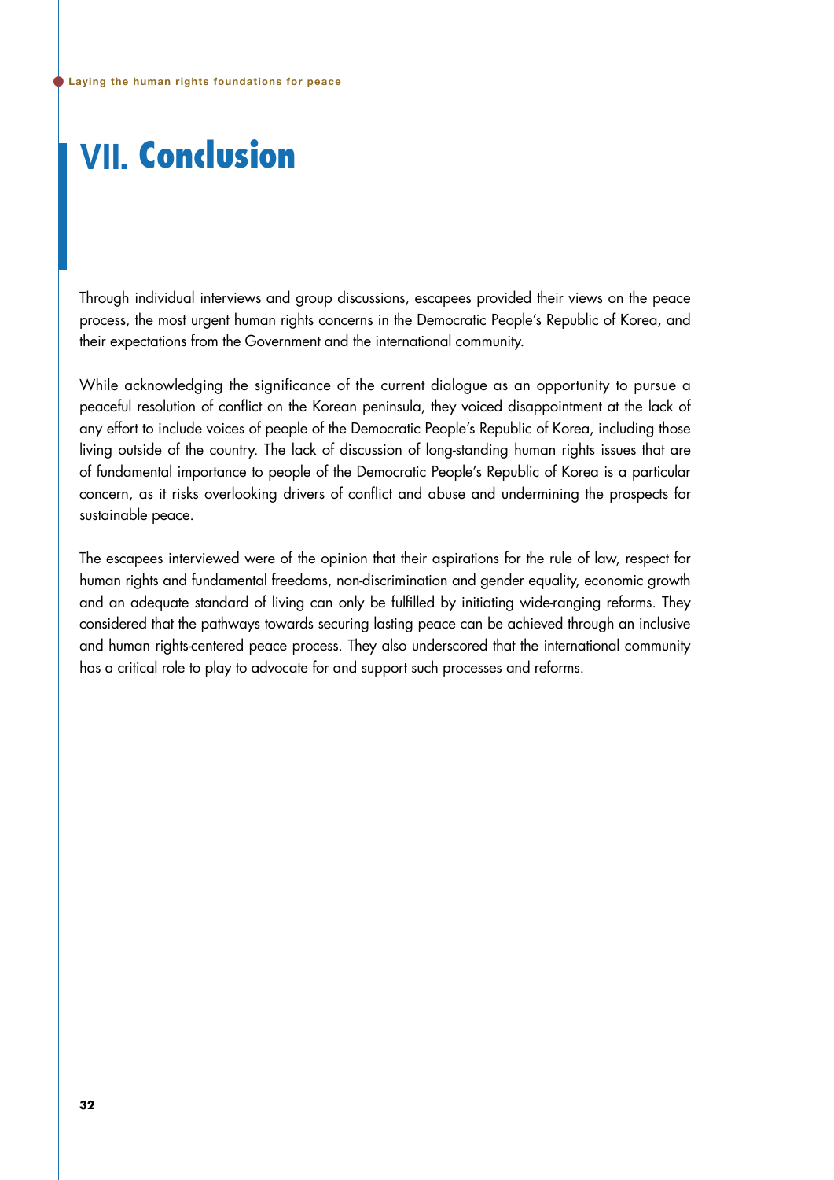# VII. Conclusion

Through individual interviews and group discussions, escapees provided their views on the peace process, the most urgent human rights concerns in the Democratic People's Republic of Korea, and their expectations from the Government and the international community.

While acknowledging the significance of the current dialogue as an opportunity to pursue a peaceful resolution of conflict on the Korean peninsula, they voiced disappointment at the lack of any effort to include voices of people of the Democratic People's Republic of Korea, including those living outside of the country. The lack of discussion of long-standing human rights issues that are of fundamental importance to people of the Democratic People's Republic of Korea is a particular concern, as it risks overlooking drivers of conflict and abuse and undermining the prospects for sustainable peace.

The escapees interviewed were of the opinion that their aspirations for the rule of law, respect for human rights and fundamental freedoms, non-discrimination and gender equality, economic growth and an adequate standard of living can only be fulfilled by initiating wide-ranging reforms. They considered that the pathways towards securing lasting peace can be achieved through an inclusive and human rights-centered peace process. They also underscored that the international community has a critical role to play to advocate for and support such processes and reforms.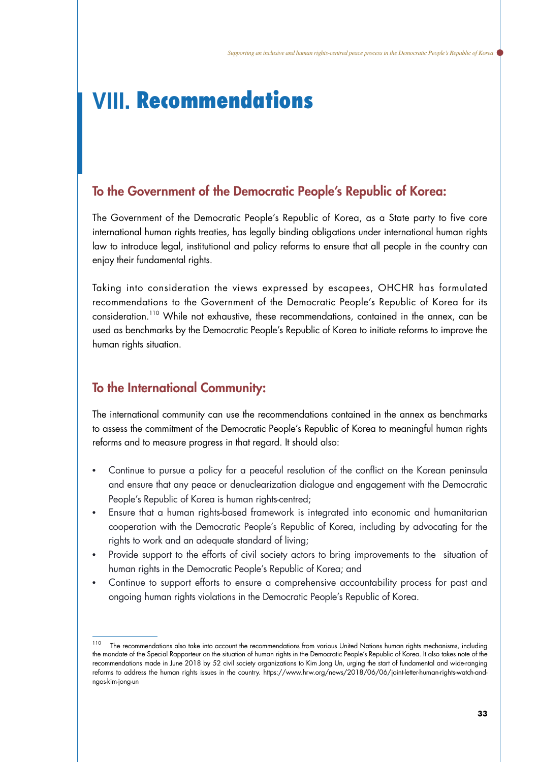# VIII. Recommendations

## To the Government of the Democratic People's Republic of Korea:

The Government of the Democratic People's Republic of Korea, as a State party to five core international human rights treaties, has legally binding obligations under international human rights law to introduce legal, institutional and policy reforms to ensure that all people in the country can enjoy their fundamental rights.

Taking into consideration the views expressed by escapees, OHCHR has formulated recommendations to the Government of the Democratic People's Republic of Korea for its consideration.[110] While not exhaustive, these recommendations, contained in the annex, can be used as benchmarks by the Democratic People's Republic of Korea to initiate reforms to improve the human rights situation.

## To the International Community:

The international community can use the recommendations contained in the annex as benchmarks to assess the commitment of the Democratic People's Republic of Korea to meaningful human rights reforms and to measure progress in that regard. It should also:

- Continue to pursue a policy for a peaceful resolution of the conflict on the Korean peninsula and ensure that any peace or denuclearization dialogue and engagement with the Democratic People's Republic of Korea is human rights-centred;
- Ensure that a human rights-based framework is integrated into economic and humanitarian cooperation with the Democratic People's Republic of Korea, including by advocating for the rights to work and an adequate standard of living;
- Provide support to the efforts of civil society actors to bring improvements to the situation of human rights in the Democratic People's Republic of Korea; and
- Continue to support efforts to ensure a comprehensive accountability process for past and ongoing human rights violations in the Democratic People's Republic of Korea.

---

[110] The recommendations also take into account the recommendations from various United Nations human rights mechanisms, including the mandate of the Special Rapporteur on the situation of human rights in the Democratic People's Republic of Korea. It also takes note of the recommendations made in June 2018 by 52 civil society organizations to Kim Jong Un, urging the start of fundamental and wide-ranging reforms to address the human rights issues in the country. https://www.hrw.org/news/2018/06/06/joint-letter-human-rights-watch-and-ngos-kim-jong-un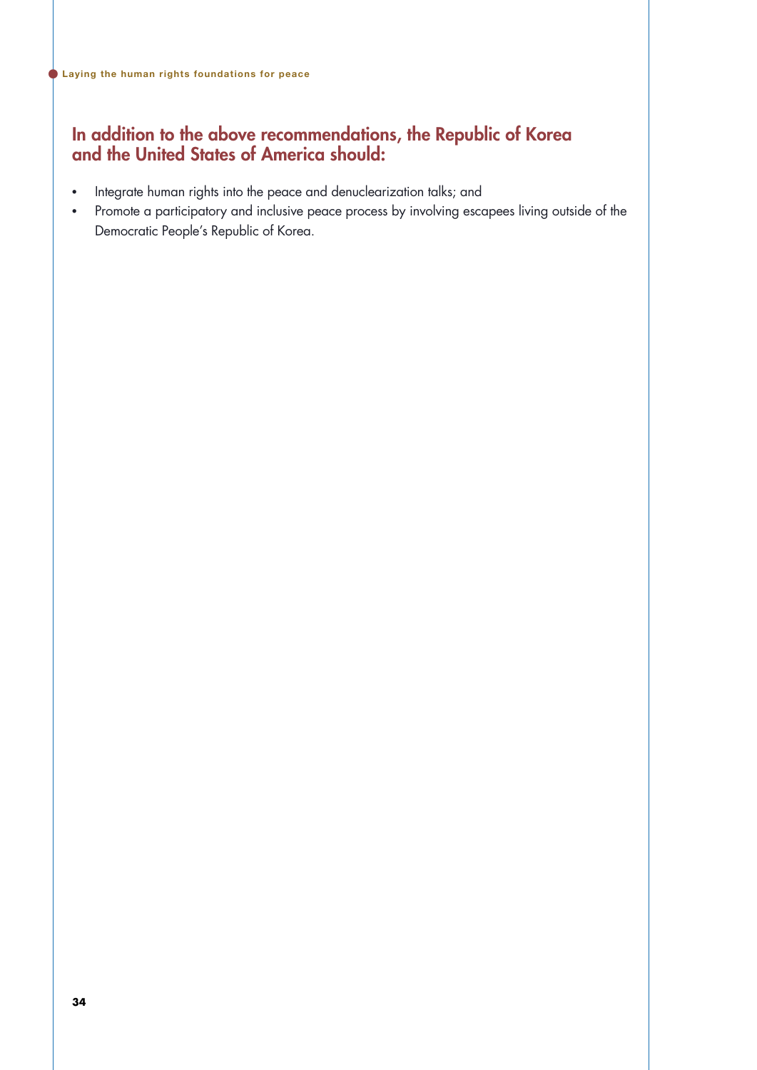## In addition to the above recommendations, the Republic of Korea and the United States of America should:

- Integrate human rights into the peace and denuclearization talks; and
- Promote a participatory and inclusive peace process by involving escapees living outside of the Democratic People's Republic of Korea.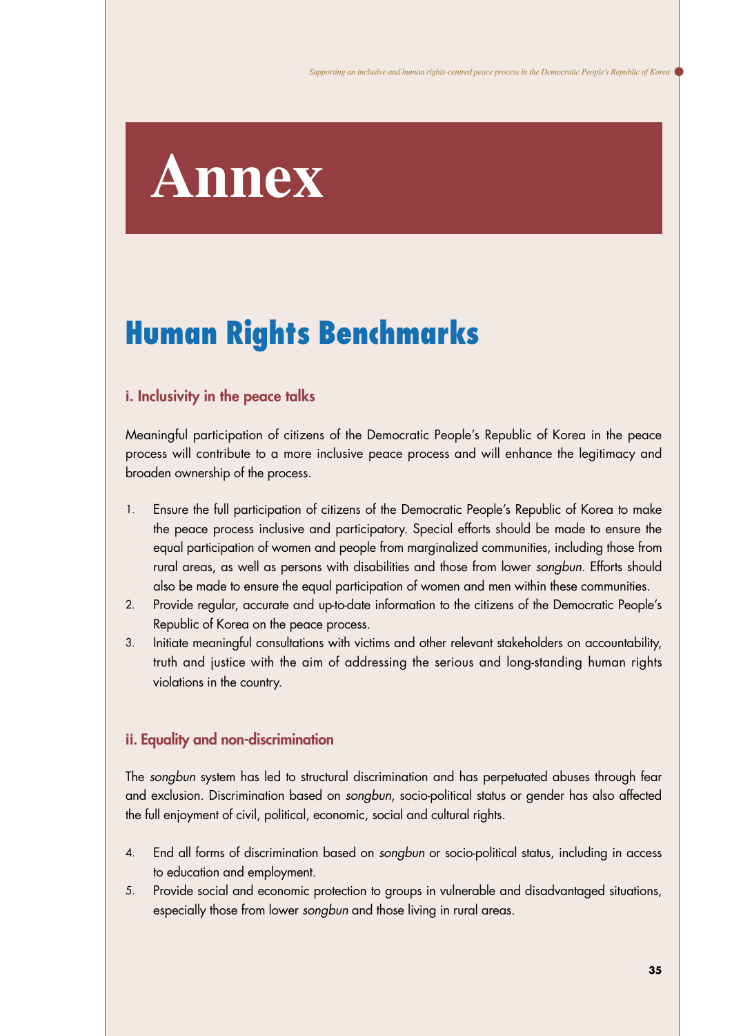# Annex

## Human Rights Benchmarks

### i. Inclusivity in the peace talks

Meaningful participation of citizens of the Democratic People's Republic of Korea in the peace process will contribute to a more inclusive peace process and will enhance the legitimacy and broaden ownership of the process.

1. Ensure the full participation of citizens of the Democratic People's Republic of Korea to make the peace process inclusive and participatory. Special efforts should be made to ensure the equal participation of women and people from marginalized communities, including those from rural areas, as well as persons with disabilities and those from lower *songbun*. Efforts should also be made to ensure the equal participation of women and men within these communities.
2. Provide regular, accurate and up-to-date information to the citizens of the Democratic People's Republic of Korea on the peace process.
3. Initiate meaningful consultations with victims and other relevant stakeholders on accountability, truth and justice with the aim of addressing the serious and long-standing human rights violations in the country.

### ii. Equality and non-discrimination

The *songbun* system has led to structural discrimination and has perpetuated abuses through fear and exclusion. Discrimination based on *songbun*, socio-political status or gender has also affected the full enjoyment of civil, political, economic, social and cultural rights.

4. End all forms of discrimination based on *songbun* or socio-political status, including in access to education and employment.
5. Provide social and economic protection to groups in vulnerable and disadvantaged situations, especially those from lower *songbun* and those living in rural areas.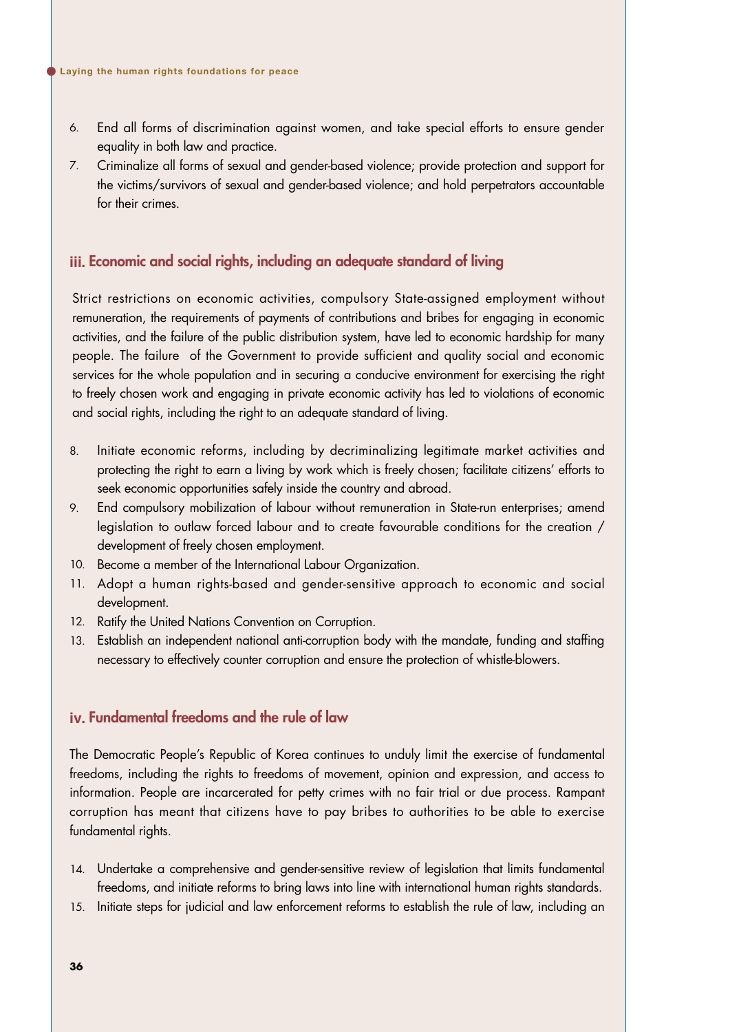6. End all forms of discrimination against women, and take special efforts to ensure gender equality in both law and practice.
7. Criminalize all forms of sexual and gender-based violence; provide protection and support for the victims/survivors of sexual and gender-based violence; and hold perpetrators accountable for their crimes.

### iii. Economic and social rights, including an adequate standard of living

Strict restrictions on economic activities, compulsory State-assigned employment without remuneration, the requirements of payments of contributions and bribes for engaging in economic activities, and the failure of the public distribution system, have led to economic hardship for many people. The failure of the Government to provide sufficient and quality social and economic services for the whole population and in securing a conducive environment for exercising the right to freely chosen work and engaging in private economic activity has led to violations of economic and social rights, including the right to an adequate standard of living.

8. Initiate economic reforms, including by decriminalizing legitimate market activities and protecting the right to earn a living by work which is freely chosen; facilitate citizens' efforts to seek economic opportunities safely inside the country and abroad.
9. End compulsory mobilization of labour without remuneration in State-run enterprises; amend legislation to outlaw forced labour and to create favourable conditions for the creation / development of freely chosen employment.
10. Become a member of the International Labour Organization.
11. Adopt a human rights-based and gender-sensitive approach to economic and social development.
12. Ratify the United Nations Convention on Corruption.
13. Establish an independent national anti-corruption body with the mandate, funding and staffing necessary to effectively counter corruption and ensure the protection of whistle-blowers.

### iv. Fundamental freedoms and the rule of law

The Democratic People's Republic of Korea continues to unduly limit the exercise of fundamental freedoms, including the rights to freedoms of movement, opinion and expression, and access to information. People are incarcerated for petty crimes with no fair trial or due process. Rampant corruption has meant that citizens have to pay bribes to authorities to be able to exercise fundamental rights.

14. Undertake a comprehensive and gender-sensitive review of legislation that limits fundamental freedoms, and initiate reforms to bring laws into line with international human rights standards.
15. Initiate steps for judicial and law enforcement reforms to establish the rule of law, including an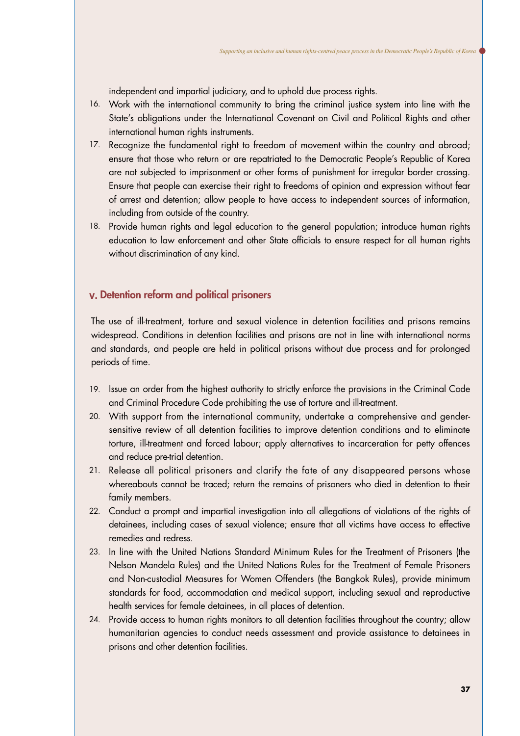independent and impartial judiciary, and to uphold due process rights.

16. Work with the international community to bring the criminal justice system into line with the State's obligations under the International Covenant on Civil and Political Rights and other international human rights instruments.
17. Recognize the fundamental right to freedom of movement within the country and abroad; ensure that those who return or are repatriated to the Democratic People's Republic of Korea are not subjected to imprisonment or other forms of punishment for irregular border crossing. Ensure that people can exercise their right to freedoms of opinion and expression without fear of arrest and detention; allow people to have access to independent sources of information, including from outside of the country.
18. Provide human rights and legal education to the general population; introduce human rights education to law enforcement and other State officials to ensure respect for all human rights without discrimination of any kind.

## V. Detention reform and political prisoners

The use of ill-treatment, torture and sexual violence in detention facilities and prisons remains widespread. Conditions in detention facilities and prisons are not in line with international norms and standards, and people are held in political prisons without due process and for prolonged periods of time.

19. Issue an order from the highest authority to strictly enforce the provisions in the Criminal Code and Criminal Procedure Code prohibiting the use of torture and ill-treatment.
20. With support from the international community, undertake a comprehensive and gender-sensitive review of all detention facilities to improve detention conditions and to eliminate torture, ill-treatment and forced labour; apply alternatives to incarceration for petty offences and reduce pre-trial detention.
21. Release all political prisoners and clarify the fate of any disappeared persons whose whereabouts cannot be traced; return the remains of prisoners who died in detention to their family members.
22. Conduct a prompt and impartial investigation into all allegations of violations of the rights of detainees, including cases of sexual violence; ensure that all victims have access to effective remedies and redress.
23. In line with the United Nations Standard Minimum Rules for the Treatment of Prisoners (the Nelson Mandela Rules) and the United Nations Rules for the Treatment of Female Prisoners and Non-custodial Measures for Women Offenders (the Bangkok Rules), provide minimum standards for food, accommodation and medical support, including sexual and reproductive health services for female detainees, in all places of detention.
24. Provide access to human rights monitors to all detention facilities throughout the country; allow humanitarian agencies to conduct needs assessment and provide assistance to detainees in prisons and other detention facilities.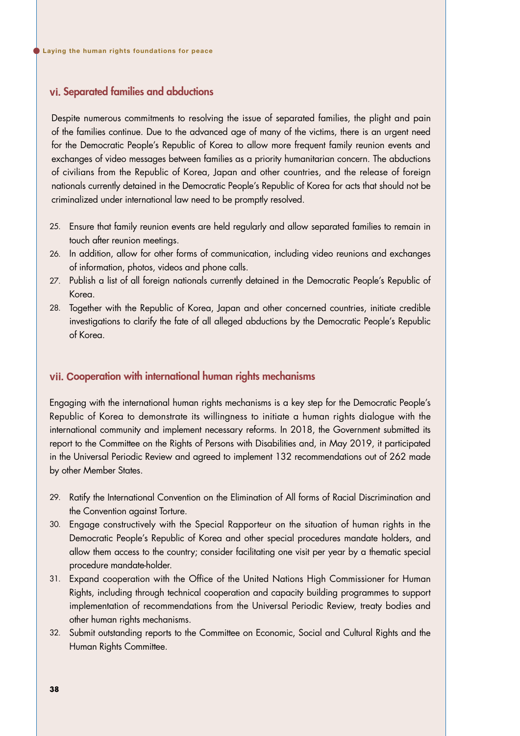### vi. Separated families and abductions

Despite numerous commitments to resolving the issue of separated families, the plight and pain of the families continue. Due to the advanced age of many of the victims, there is an urgent need for the Democratic People's Republic of Korea to allow more frequent family reunion events and exchanges of video messages between families as a priority humanitarian concern. The abductions of civilians from the Republic of Korea, Japan and other countries, and the release of foreign nationals currently detained in the Democratic People's Republic of Korea for acts that should not be criminalized under international law need to be promptly resolved.

25. Ensure that family reunion events are held regularly and allow separated families to remain in touch after reunion meetings.
26. In addition, allow for other forms of communication, including video reunions and exchanges of information, photos, videos and phone calls.
27. Publish a list of all foreign nationals currently detained in the Democratic People's Republic of Korea.
28. Together with the Republic of Korea, Japan and other concerned countries, initiate credible investigations to clarify the fate of all alleged abductions by the Democratic People's Republic of Korea.

### vii. Cooperation with international human rights mechanisms

Engaging with the international human rights mechanisms is a key step for the Democratic People's Republic of Korea to demonstrate its willingness to initiate a human rights dialogue with the international community and implement necessary reforms. In 2018, the Government submitted its report to the Committee on the Rights of Persons with Disabilities and, in May 2019, it participated in the Universal Periodic Review and agreed to implement 132 recommendations out of 262 made by other Member States.

29. Ratify the International Convention on the Elimination of All forms of Racial Discrimination and the Convention against Torture.
30. Engage constructively with the Special Rapporteur on the situation of human rights in the Democratic People's Republic of Korea and other special procedures mandate holders, and allow them access to the country; consider facilitating one visit per year by a thematic special procedure mandate-holder.
31. Expand cooperation with the Office of the United Nations High Commissioner for Human Rights, including through technical cooperation and capacity building programmes to support implementation of recommendations from the Universal Periodic Review, treaty bodies and other human rights mechanisms.
32. Submit outstanding reports to the Committee on Economic, Social and Cultural Rights and the Human Rights Committee.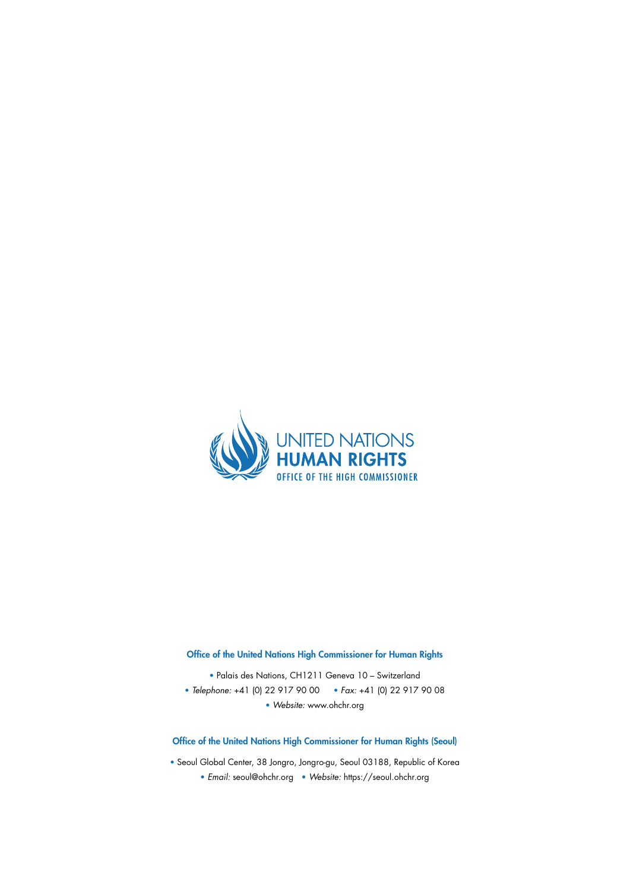UNITED NATIONS
**HUMAN RIGHTS**
OFFICE OF THE HIGH COMMISSIONER

**Office of the United Nations High Commissioner for Human Rights**

• Palais des Nations, CH1211 Geneva 10 – Switzerland
• *Telephone:* +41 (0) 22 917 90 00 • *Fax:* +41 (0) 22 917 90 08
• *Website:* www.ohchr.org

**Office of the United Nations High Commissioner for Human Rights (Seoul)**

• Seoul Global Center, 38 Jongro, Jongro-gu, Seoul 03188, Republic of Korea
• *Email:* seoul@ohchr.org • *Website:* https://seoul.ohchr.org